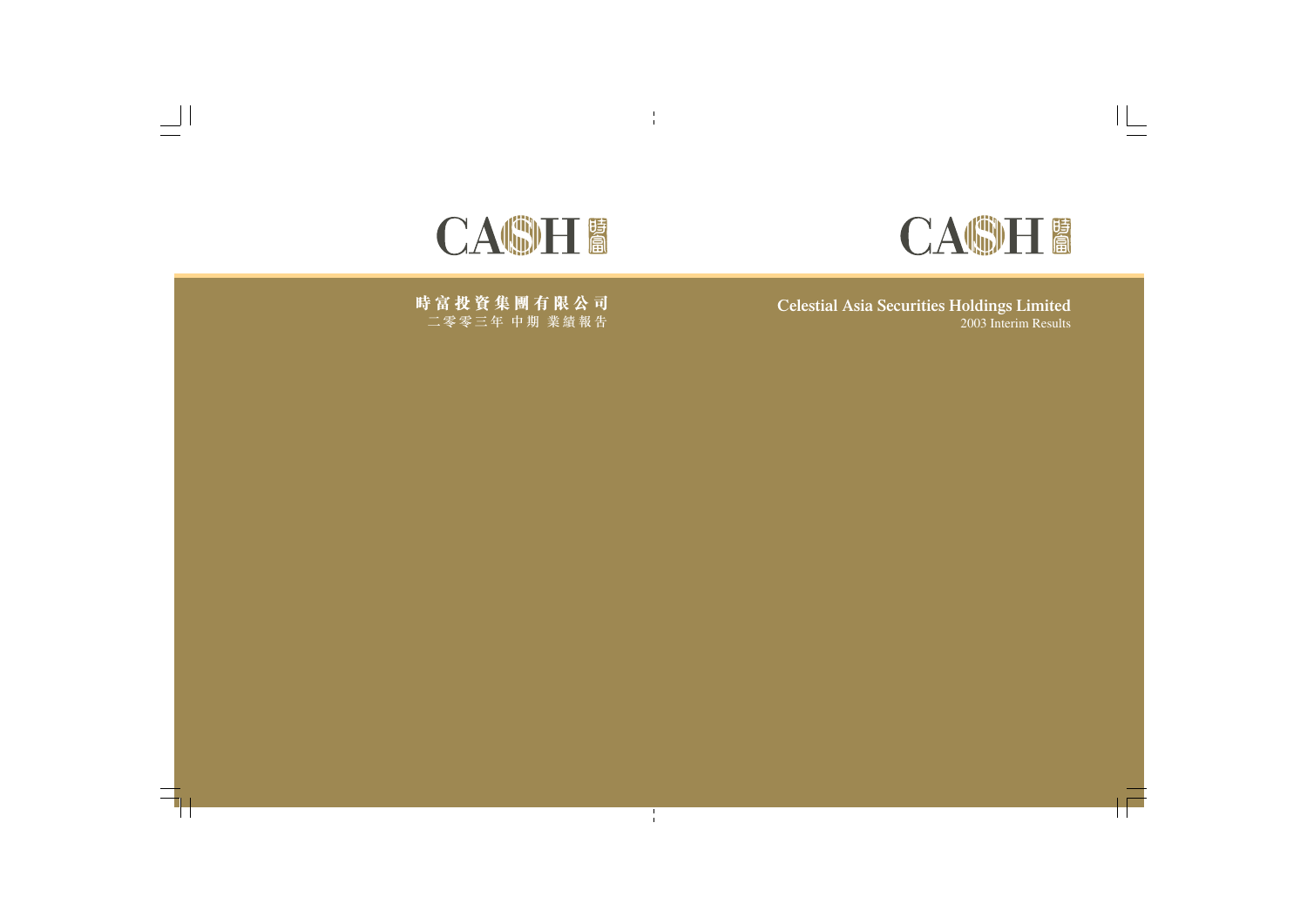CASH 時富

時富投資集團有限公司

二零零三年 中期 業績報告

CASH 時富

# Celestial Asia Securities Holdings Limited

2003 Interim Results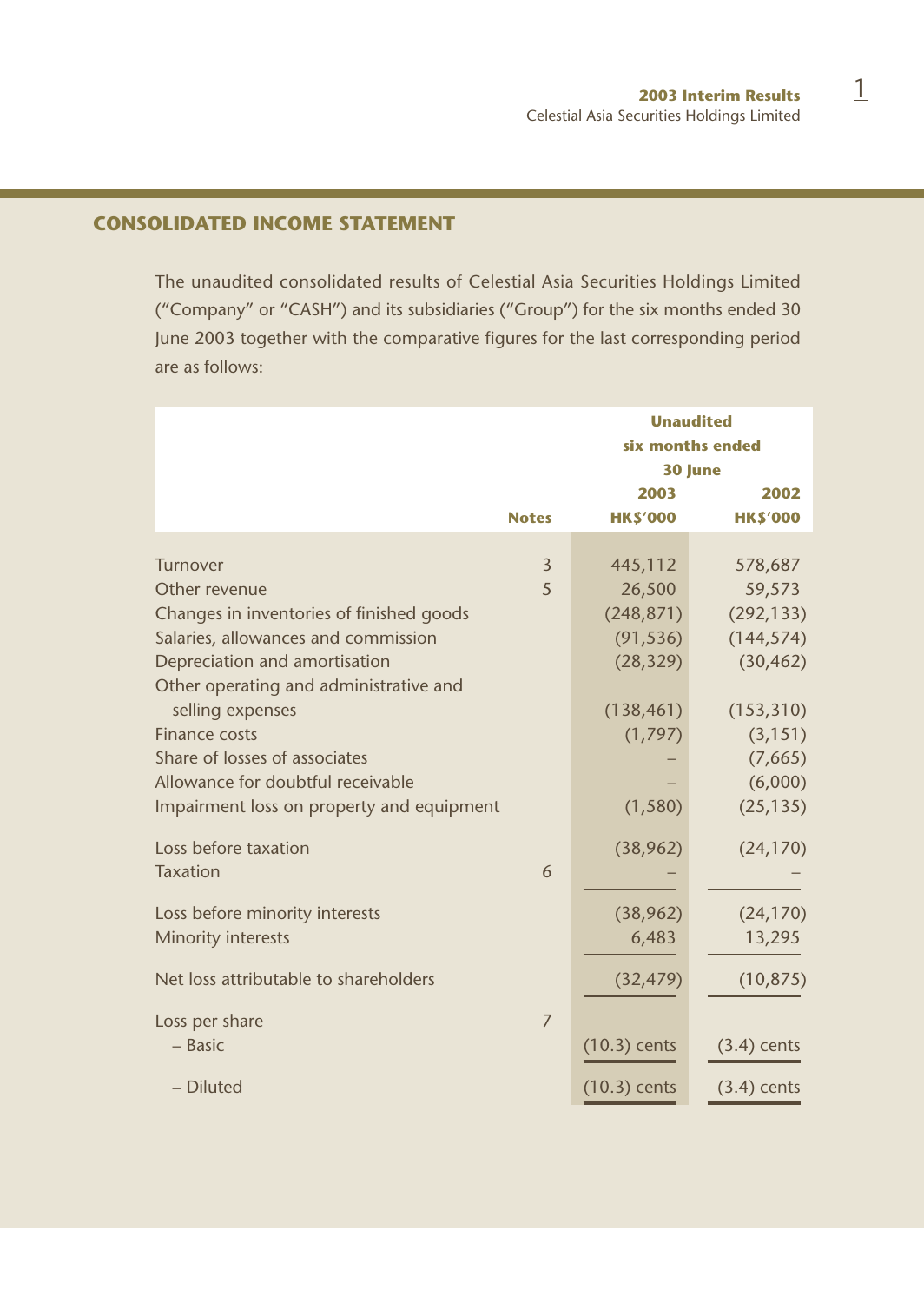## CONSOLIDATED INCOME STATEMENT

The unaudited consolidated results of Celestial Asia Securities Holdings Limited ("Company" or "CASH") and its subsidiaries ("Group") for the six months ended 30 June 2003 together with the comparative figures for the last corresponding period are as follows:

| | Notes | Unaudited six months ended 30 June 2003 HK$'000 | 2002 HK$'000 |
|---|---|---|---|
| Turnover | 3 | 445,112 | 578,687 |
| Other revenue | 5 | 26,500 | 59,573 |
| Changes in inventories of finished goods | | (248,871) | (292,133) |
| Salaries, allowances and commission | | (91,536) | (144,574) |
| Depreciation and amortisation | | (28,329) | (30,462) |
| Other operating and administrative and selling expenses | | (138,461) | (153,310) |
| Finance costs | | (1,797) | (3,151) |
| Share of losses of associates | | – | (7,665) |
| Allowance for doubtful receivable | | – | (6,000) |
| Impairment loss on property and equipment | | (1,580) | (25,135) |
| Loss before taxation | | (38,962) | (24,170) |
| Taxation | 6 | – | – |
| Loss before minority interests | | (38,962) | (24,170) |
| Minority interests | | 6,483 | 13,295 |
| Net loss attributable to shareholders | | (32,479) | (10,875) |
| Loss per share | 7 | | |
| – Basic | | (10.3) cents | (3.4) cents |
| – Diluted | | (10.3) cents | (3.4) cents |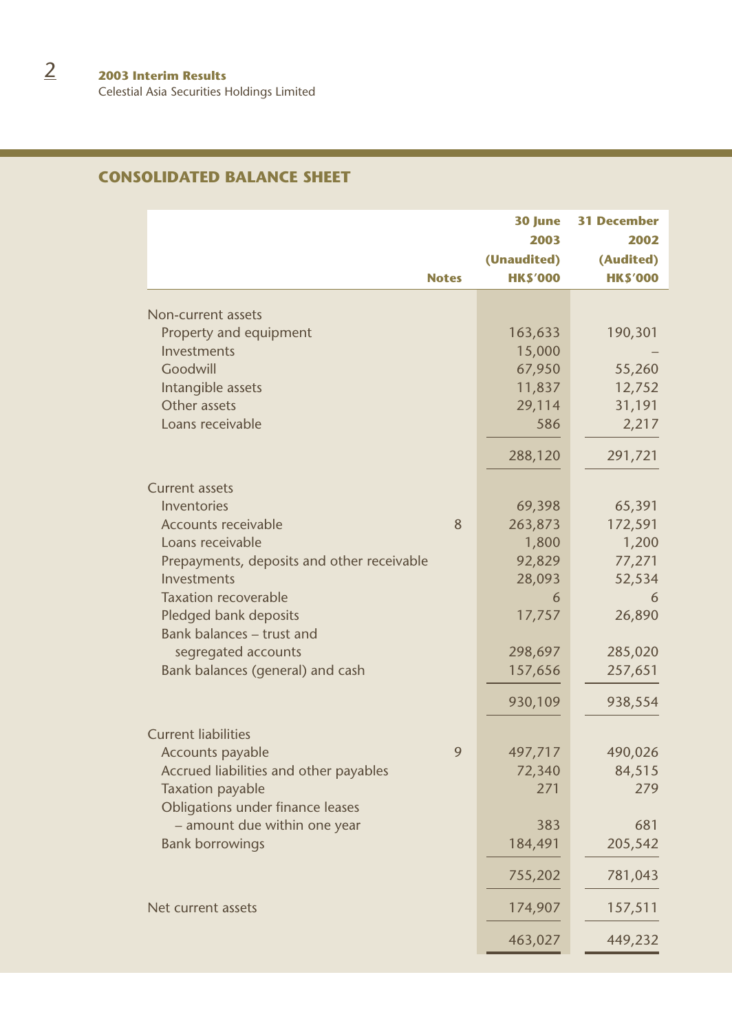## CONSOLIDATED BALANCE SHEET

| | Notes | 30 June 2003 (Unaudited) HK$'000 | 31 December 2002 (Audited) HK$'000 |
|---|---|---|---|
| Non-current assets | | | |
| Property and equipment | | 163,633 | 190,301 |
| Investments | | 15,000 | – |
| Goodwill | | 67,950 | 55,260 |
| Intangible assets | | 11,837 | 12,752 |
| Other assets | | 29,114 | 31,191 |
| Loans receivable | | 586 | 2,217 |
| | | 288,120 | 291,721 |
| Current assets | | | |
| Inventories | | 69,398 | 65,391 |
| Accounts receivable | 8 | 263,873 | 172,591 |
| Loans receivable | | 1,800 | 1,200 |
| Prepayments, deposits and other receivable | | 92,829 | 77,271 |
| Investments | | 28,093 | 52,534 |
| Taxation recoverable | | 6 | 6 |
| Pledged bank deposits | | 17,757 | 26,890 |
| Bank balances – trust and segregated accounts | | 298,697 | 285,020 |
| Bank balances (general) and cash | | 157,656 | 257,651 |
| | | 930,109 | 938,554 |
| Current liabilities | | | |
| Accounts payable | 9 | 497,717 | 490,026 |
| Accrued liabilities and other payables | | 72,340 | 84,515 |
| Taxation payable | | 271 | 279 |
| Obligations under finance leases – amount due within one year | | 383 | 681 |
| Bank borrowings | | 184,491 | 205,542 |
| | | 755,202 | 781,043 |
| Net current assets | | 174,907 | 157,511 |
| | | 463,027 | 449,232 |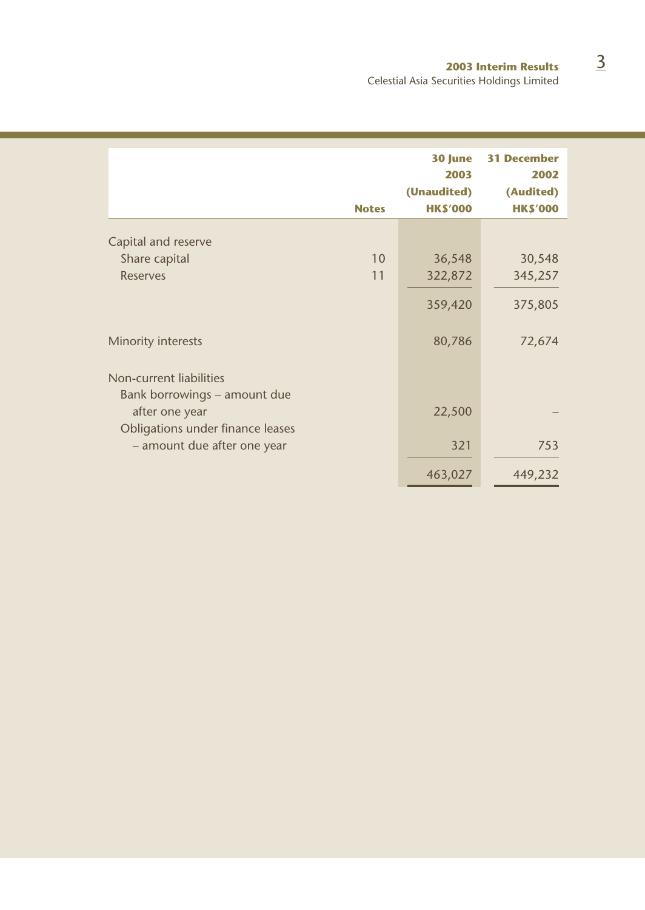| | Notes | 30 June 2003 (Unaudited) HK$'000 | 31 December 2002 (Audited) HK$'000 |
|---|---|---|---|
| Capital and reserve | | | |
| Share capital | 10 | 36,548 | 30,548 |
| Reserves | 11 | 322,872 | 345,257 |
| | | 359,420 | 375,805 |
| Minority interests | | 80,786 | 72,674 |
| Non-current liabilities | | | |
| Bank borrowings – amount due after one year | | 22,500 | – |
| Obligations under finance leases – amount due after one year | | 321 | 753 |
| | | 463,027 | 449,232 |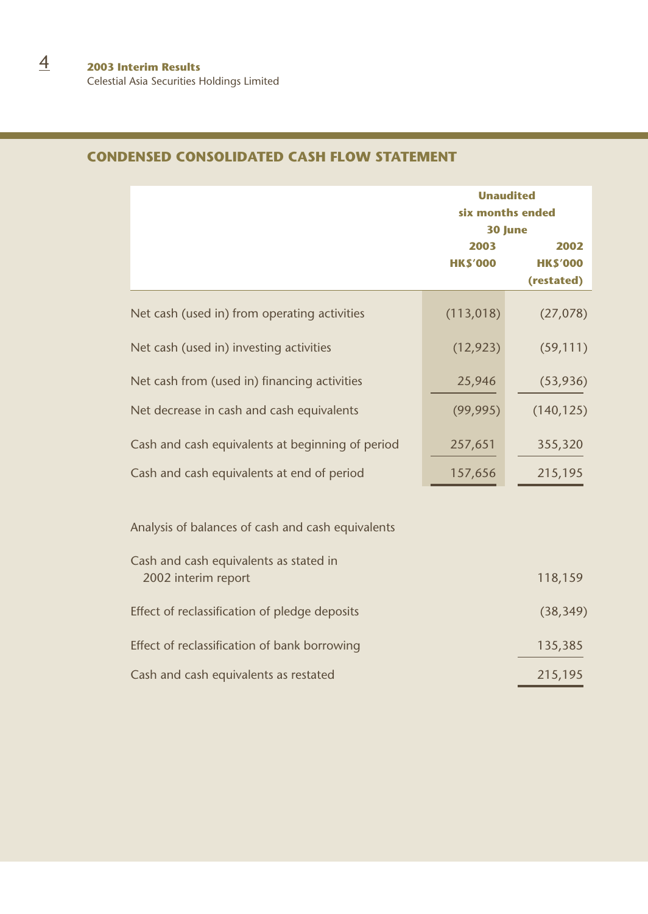## CONDENSED CONSOLIDATED CASH FLOW STATEMENT

| | Unaudited six months ended 30 June | |
|---|---|---|
| | 2003 HK$'000 | 2002 HK$'000 (restated) |
| Net cash (used in) from operating activities | (113,018) | (27,078) |
| Net cash (used in) investing activities | (12,923) | (59,111) |
| Net cash from (used in) financing activities | 25,946 | (53,936) |
| Net decrease in cash and cash equivalents | (99,995) | (140,125) |
| Cash and cash equivalents at beginning of period | 257,651 | 355,320 |
| Cash and cash equivalents at end of period | 157,656 | 215,195 |
| | | |
| Analysis of balances of cash and cash equivalents | | |
| Cash and cash equivalents as stated in 2002 interim report | | 118,159 |
| Effect of reclassification of pledge deposits | | (38,349) |
| Effect of reclassification of bank borrowing | | 135,385 |
| Cash and cash equivalents as restated | | 215,195 |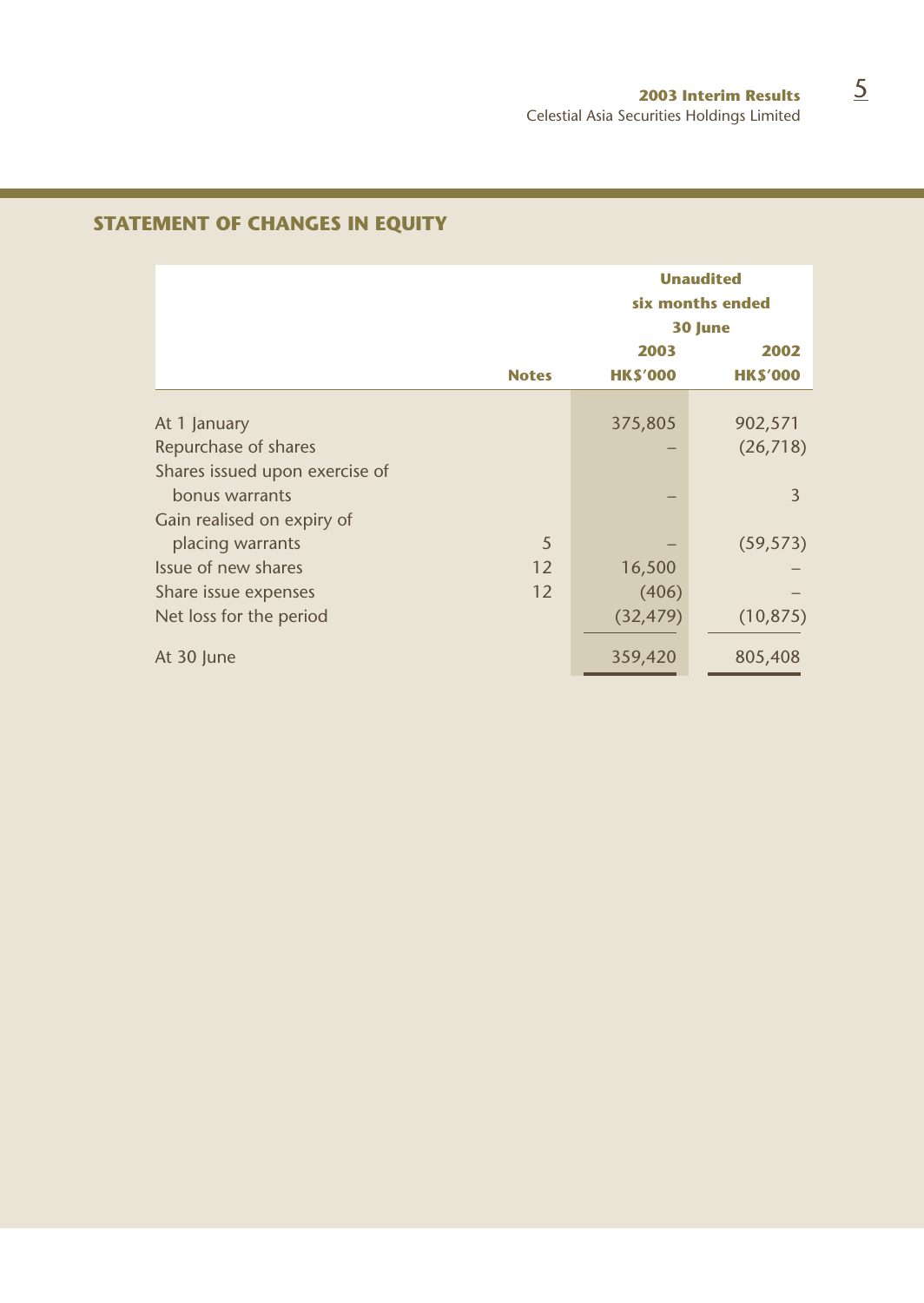## STATEMENT OF CHANGES IN EQUITY

| | Notes | Unaudited six months ended 30 June 2003 HK$'000 | 2002 HK$'000 |
|---|---|---|---|
| At 1 January | | 375,805 | 902,571 |
| Repurchase of shares | | – | (26,718) |
| Shares issued upon exercise of bonus warrants | | – | 3 |
| Gain realised on expiry of placing warrants | 5 | – | (59,573) |
| Issue of new shares | 12 | 16,500 | – |
| Share issue expenses | 12 | (406) | – |
| Net loss for the period | | (32,479) | (10,875) |
| At 30 June | | 359,420 | 805,408 |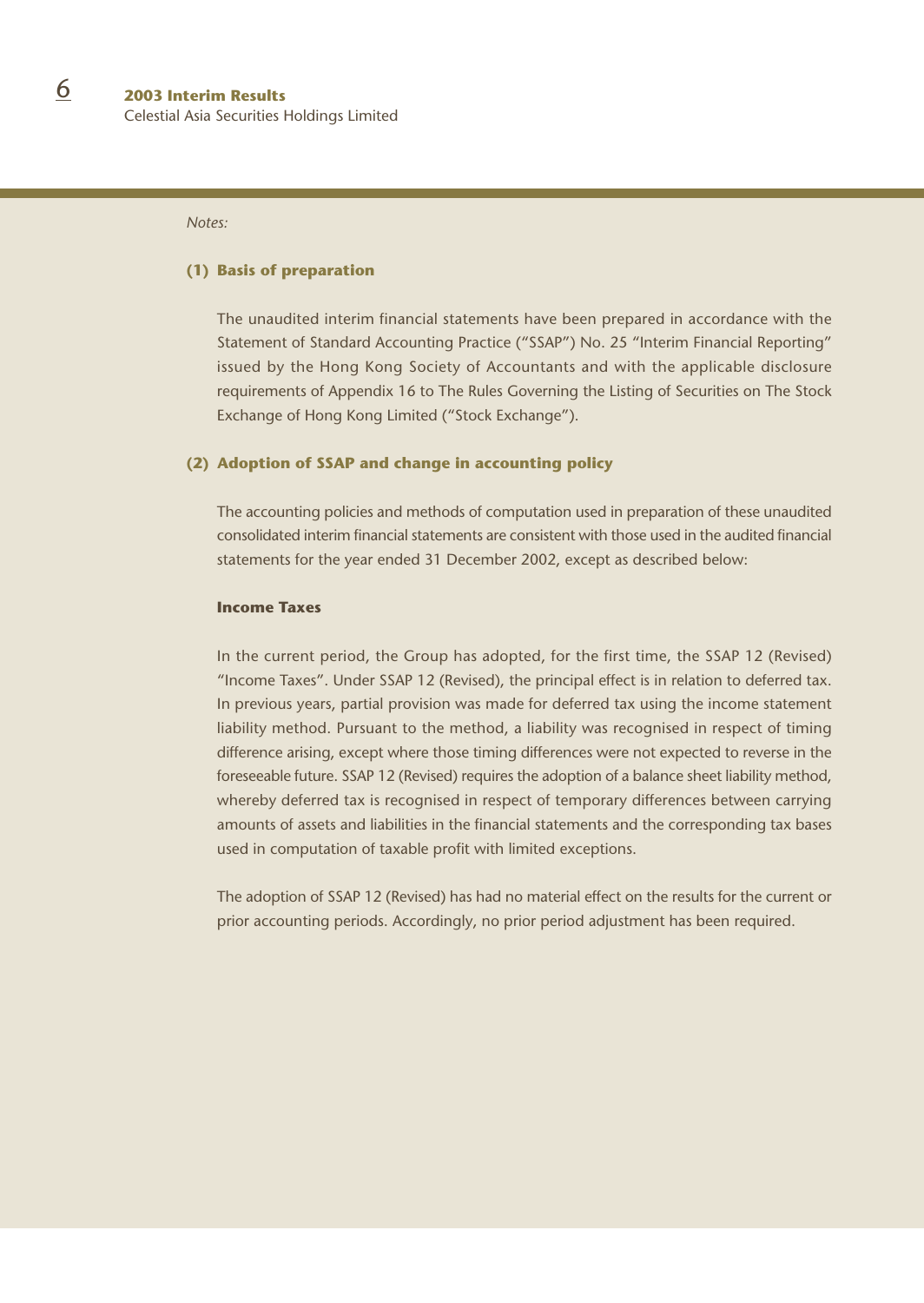*Notes:*

### (1) Basis of preparation

The unaudited interim financial statements have been prepared in accordance with the Statement of Standard Accounting Practice ("SSAP") No. 25 "Interim Financial Reporting" issued by the Hong Kong Society of Accountants and with the applicable disclosure requirements of Appendix 16 to The Rules Governing the Listing of Securities on The Stock Exchange of Hong Kong Limited ("Stock Exchange").

### (2) Adoption of SSAP and change in accounting policy

The accounting policies and methods of computation used in preparation of these unaudited consolidated interim financial statements are consistent with those used in the audited financial statements for the year ended 31 December 2002, except as described below:

**Income Taxes**

In the current period, the Group has adopted, for the first time, the SSAP 12 (Revised) "Income Taxes". Under SSAP 12 (Revised), the principal effect is in relation to deferred tax. In previous years, partial provision was made for deferred tax using the income statement liability method. Pursuant to the method, a liability was recognised in respect of timing difference arising, except where those timing differences were not expected to reverse in the foreseeable future. SSAP 12 (Revised) requires the adoption of a balance sheet liability method, whereby deferred tax is recognised in respect of temporary differences between carrying amounts of assets and liabilities in the financial statements and the corresponding tax bases used in computation of taxable profit with limited exceptions.

The adoption of SSAP 12 (Revised) has had no material effect on the results for the current or prior accounting periods. Accordingly, no prior period adjustment has been required.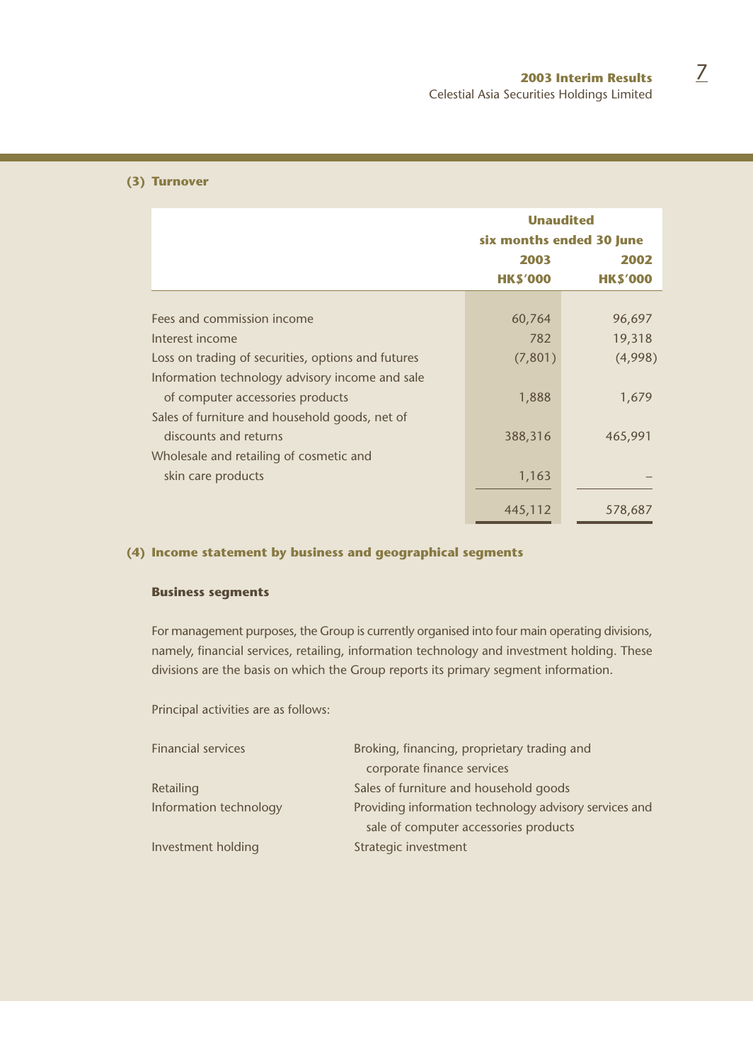## (3) Turnover

| | Unaudited six months ended 30 June | |
|---|---|---|
| | 2003 | 2002 |
| | HK$'000 | HK$'000 |
| Fees and commission income | 60,764 | 96,697 |
| Interest income | 782 | 19,318 |
| Loss on trading of securities, options and futures | (7,801) | (4,998) |
| Information technology advisory income and sale of computer accessories products | 1,888 | 1,679 |
| Sales of furniture and household goods, net of discounts and returns | 388,316 | 465,991 |
| Wholesale and retailing of cosmetic and skin care products | 1,163 | – |
| | 445,112 | 578,687 |

## (4) Income statement by business and geographical segments

### Business segments

For management purposes, the Group is currently organised into four main operating divisions, namely, financial services, retailing, information technology and investment holding. These divisions are the basis on which the Group reports its primary segment information.

Principal activities are as follows:

| | |
|---|---|
| Financial services | Broking, financing, proprietary trading and corporate finance services |
| Retailing | Sales of furniture and household goods |
| Information technology | Providing information technology advisory services and sale of computer accessories products |
| Investment holding | Strategic investment |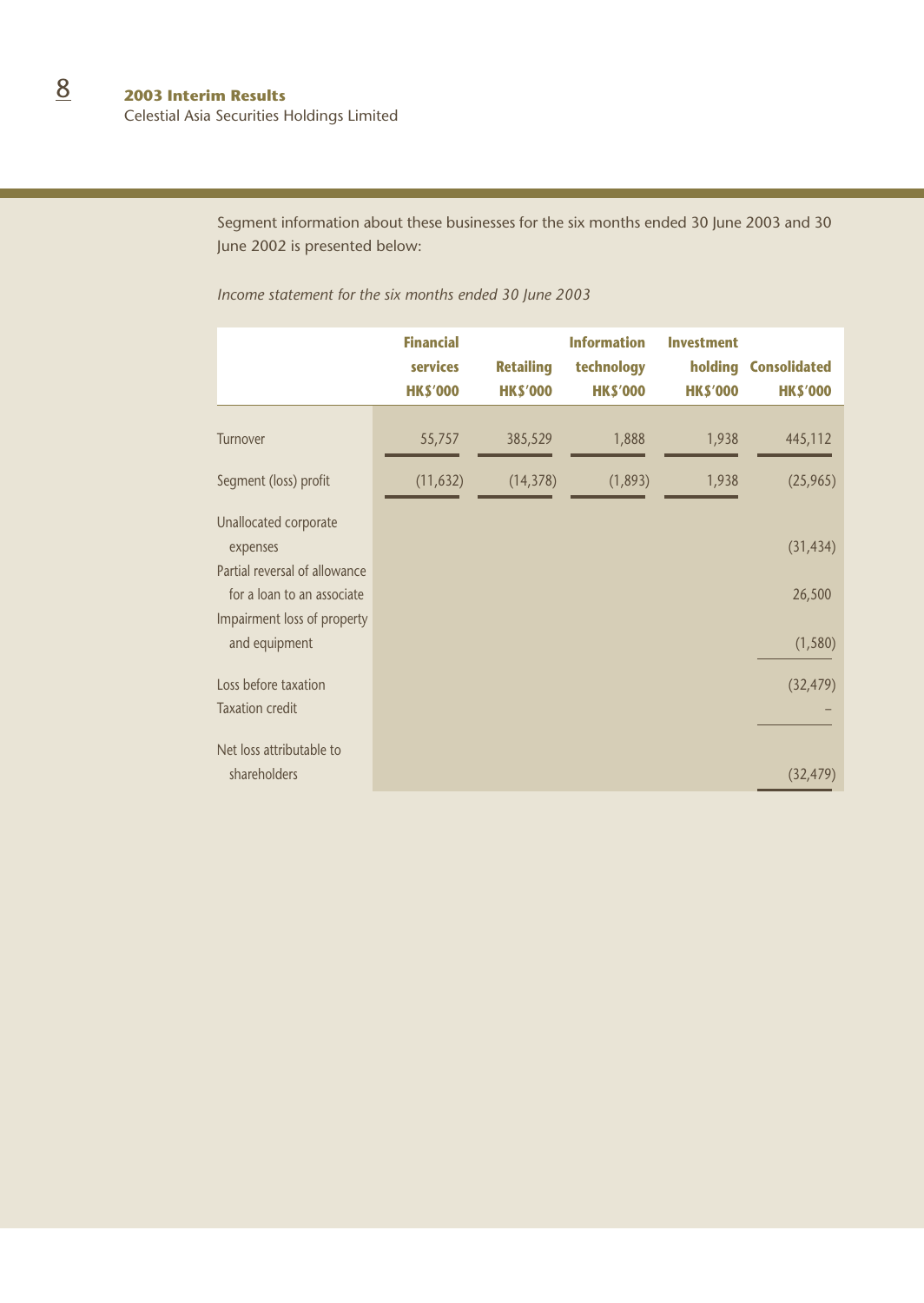Segment information about these businesses for the six months ended 30 June 2003 and 30 June 2002 is presented below:

*Income statement for the six months ended 30 June 2003*

| | Financial services HK$'000 | Retailing HK$'000 | Information technology HK$'000 | Investment holding HK$'000 | Consolidated HK$'000 |
|---|---|---|---|---|---|
| Turnover | 55,757 | 385,529 | 1,888 | 1,938 | 445,112 |
| Segment (loss) profit | (11,632) | (14,378) | (1,893) | 1,938 | (25,965) |
| Unallocated corporate expenses | | | | | (31,434) |
| Partial reversal of allowance for a loan to an associate | | | | | 26,500 |
| Impairment loss of property and equipment | | | | | (1,580) |
| Loss before taxation | | | | | (32,479) |
| Taxation credit | | | | | – |
| Net loss attributable to shareholders | | | | | (32,479) |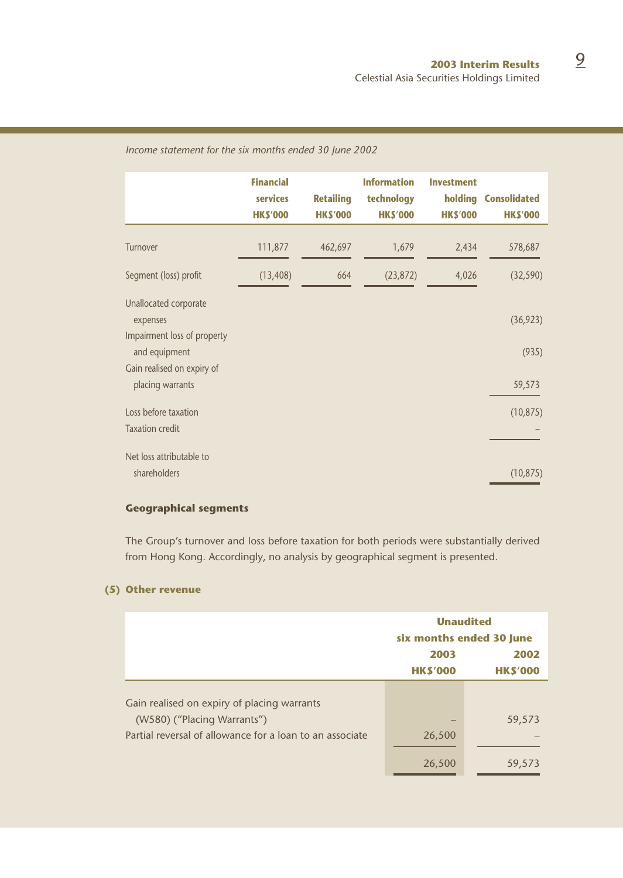*Income statement for the six months ended 30 June 2002*

| | Financial services HK$'000 | Retailing HK$'000 | Information technology HK$'000 | Investment holding HK$'000 | Consolidated HK$'000 |
|---|---|---|---|---|---|
| Turnover | 111,877 | 462,697 | 1,679 | 2,434 | 578,687 |
| Segment (loss) profit | (13,408) | 664 | (23,872) | 4,026 | (32,590) |
| Unallocated corporate expenses | | | | | (36,923) |
| Impairment loss of property and equipment | | | | | (935) |
| Gain realised on expiry of placing warrants | | | | | 59,573 |
| Loss before taxation | | | | | (10,875) |
| Taxation credit | | | | | – |
| Net loss attributable to shareholders | | | | | (10,875) |

**Geographical segments**

The Group's turnover and loss before taxation for both periods were substantially derived from Hong Kong. Accordingly, no analysis by geographical segment is presented.

**(5) Other revenue**

| | Unaudited six months ended 30 June | |
|---|---|---|
| | 2003 HK$'000 | 2002 HK$'000 |
| Gain realised on expiry of placing warrants (W580) ("Placing Warrants") | – | 59,573 |
| Partial reversal of allowance for a loan to an associate | 26,500 | – |
| | 26,500 | 59,573 |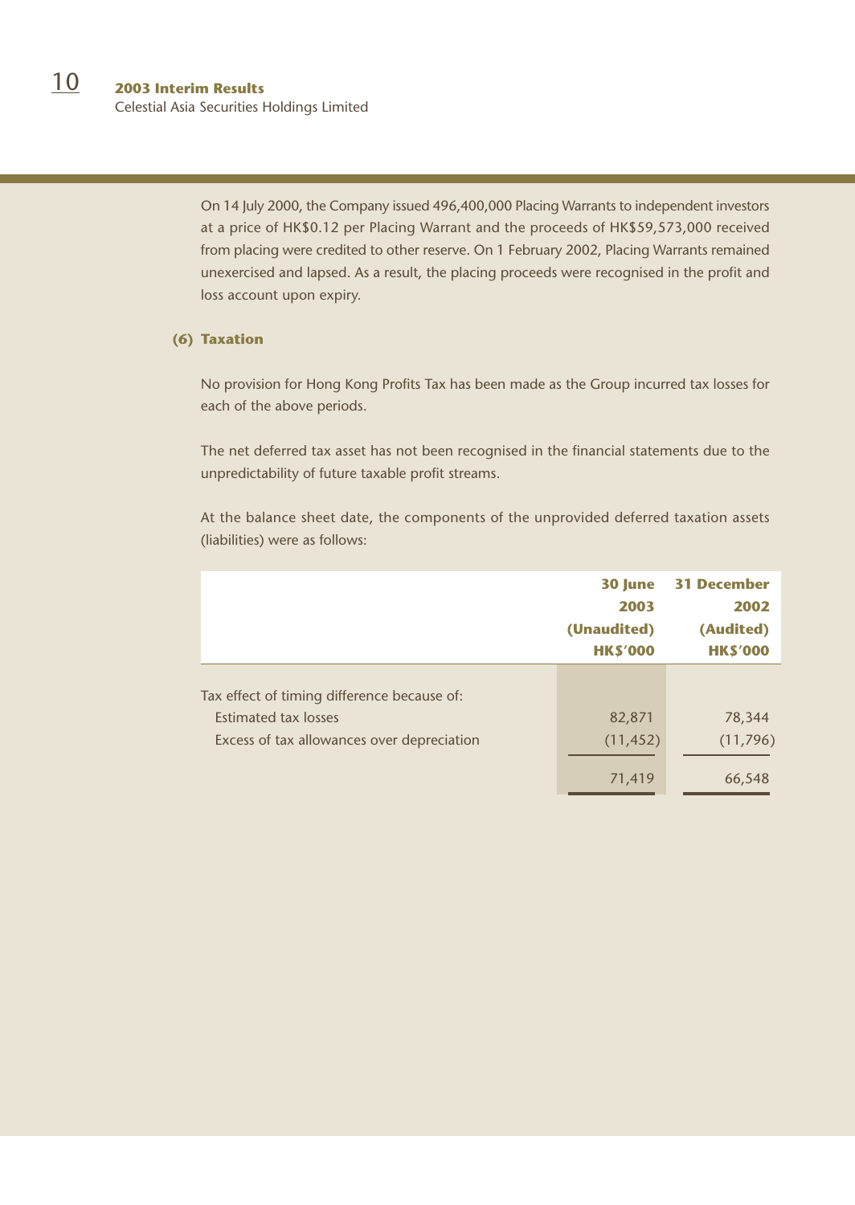On 14 July 2000, the Company issued 496,400,000 Placing Warrants to independent investors at a price of HK$0.12 per Placing Warrant and the proceeds of HK$59,573,000 received from placing were credited to other reserve. On 1 February 2002, Placing Warrants remained unexercised and lapsed. As a result, the placing proceeds were recognised in the profit and loss account upon expiry.

**(6) Taxation**

No provision for Hong Kong Profits Tax has been made as the Group incurred tax losses for each of the above periods.

The net deferred tax asset has not been recognised in the financial statements due to the unpredictability of future taxable profit streams.

At the balance sheet date, the components of the unprovided deferred taxation assets (liabilities) were as follows:

| | **30 June 2003 (Unaudited) HK$'000** | **31 December 2002 (Audited) HK$'000** |
|---|---|---|
| Tax effect of timing difference because of: | | |
| Estimated tax losses | 82,871 | 78,344 |
| Excess of tax allowances over depreciation | (11,452) | (11,796) |
| | 71,419 | 66,548 |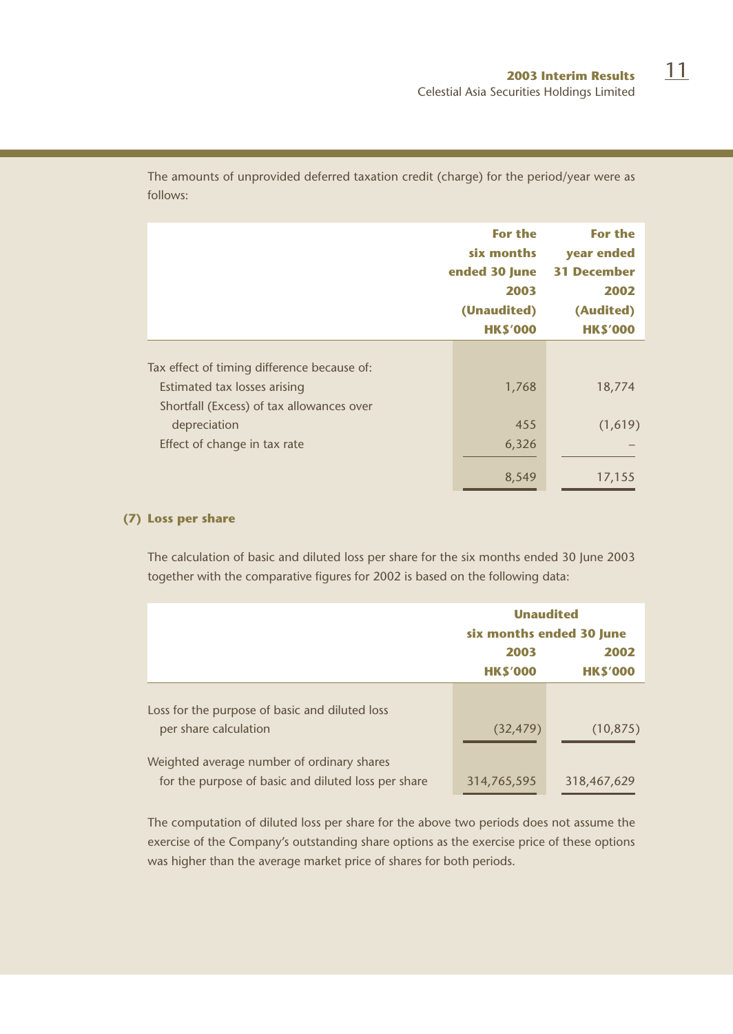The amounts of unprovided deferred taxation credit (charge) for the period/year were as follows:

| | For the six months ended 30 June 2003 (Unaudited) HK$'000 | For the year ended 31 December 2002 (Audited) HK$'000 |
|---|---|---|
| Tax effect of timing difference because of: | | |
| Estimated tax losses arising | 1,768 | 18,774 |
| Shortfall (Excess) of tax allowances over depreciation | 455 | (1,619) |
| Effect of change in tax rate | 6,326 | – |
| | 8,549 | 17,155 |

**(7) Loss per share**

The calculation of basic and diluted loss per share for the six months ended 30 June 2003 together with the comparative figures for 2002 is based on the following data:

| | Unaudited six months ended 30 June | |
|---|---|---|
| | 2003 HK$'000 | 2002 HK$'000 |
| Loss for the purpose of basic and diluted loss per share calculation | (32,479) | (10,875) |
| Weighted average number of ordinary shares for the purpose of basic and diluted loss per share | 314,765,595 | 318,467,629 |

The computation of diluted loss per share for the above two periods does not assume the exercise of the Company's outstanding share options as the exercise price of these options was higher than the average market price of shares for both periods.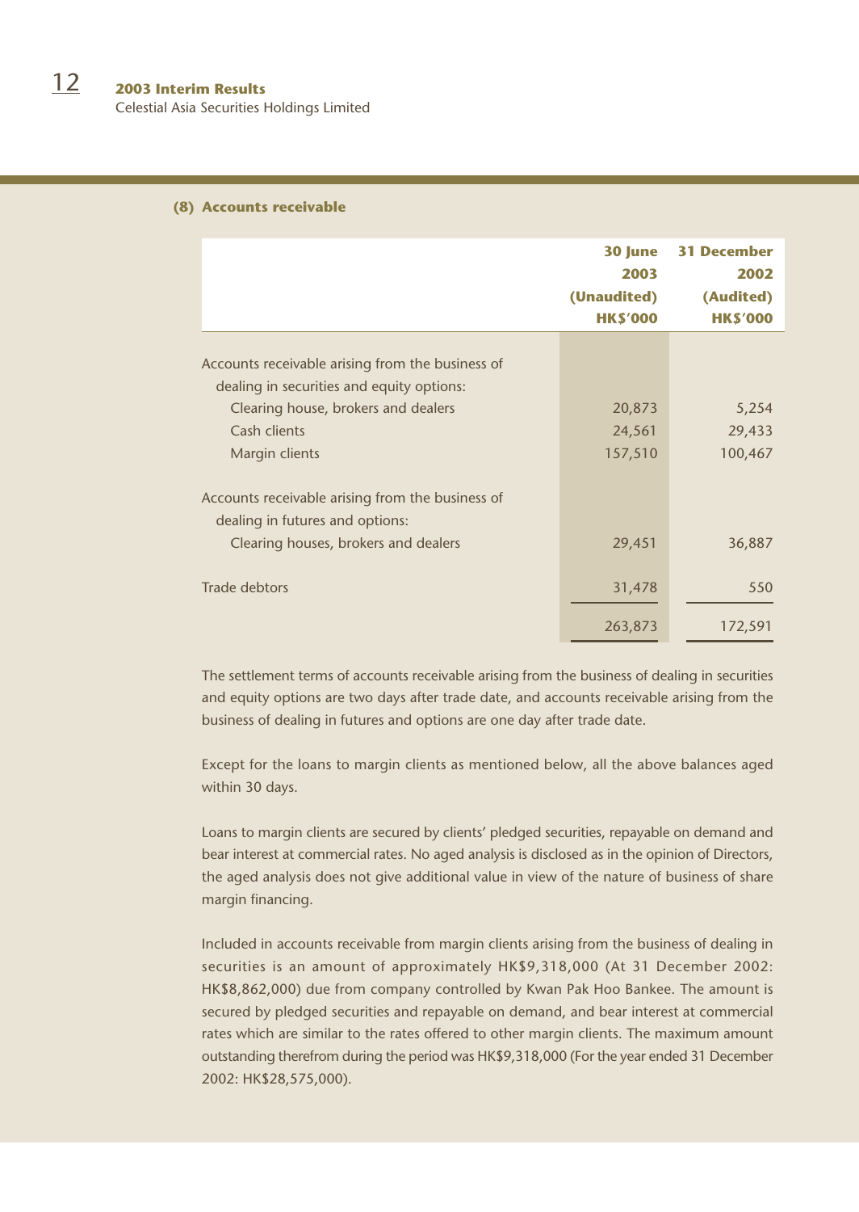### (8) Accounts receivable

| | 30 June 2003 (Unaudited) HK$'000 | 31 December 2002 (Audited) HK$'000 |
|---|---|---|
| Accounts receivable arising from the business of dealing in securities and equity options: | | |
| Clearing house, brokers and dealers | 20,873 | 5,254 |
| Cash clients | 24,561 | 29,433 |
| Margin clients | 157,510 | 100,467 |
| Accounts receivable arising from the business of dealing in futures and options: | | |
| Clearing houses, brokers and dealers | 29,451 | 36,887 |
| Trade debtors | 31,478 | 550 |
| | 263,873 | 172,591 |

The settlement terms of accounts receivable arising from the business of dealing in securities and equity options are two days after trade date, and accounts receivable arising from the business of dealing in futures and options are one day after trade date.

Except for the loans to margin clients as mentioned below, all the above balances aged within 30 days.

Loans to margin clients are secured by clients' pledged securities, repayable on demand and bear interest at commercial rates. No aged analysis is disclosed as in the opinion of Directors, the aged analysis does not give additional value in view of the nature of business of share margin financing.

Included in accounts receivable from margin clients arising from the business of dealing in securities is an amount of approximately HK$9,318,000 (At 31 December 2002: HK$8,862,000) due from company controlled by Kwan Pak Hoo Bankee. The amount is secured by pledged securities and repayable on demand, and bear interest at commercial rates which are similar to the rates offered to other margin clients. The maximum amount outstanding therefrom during the period was HK$9,318,000 (For the year ended 31 December 2002: HK$28,575,000).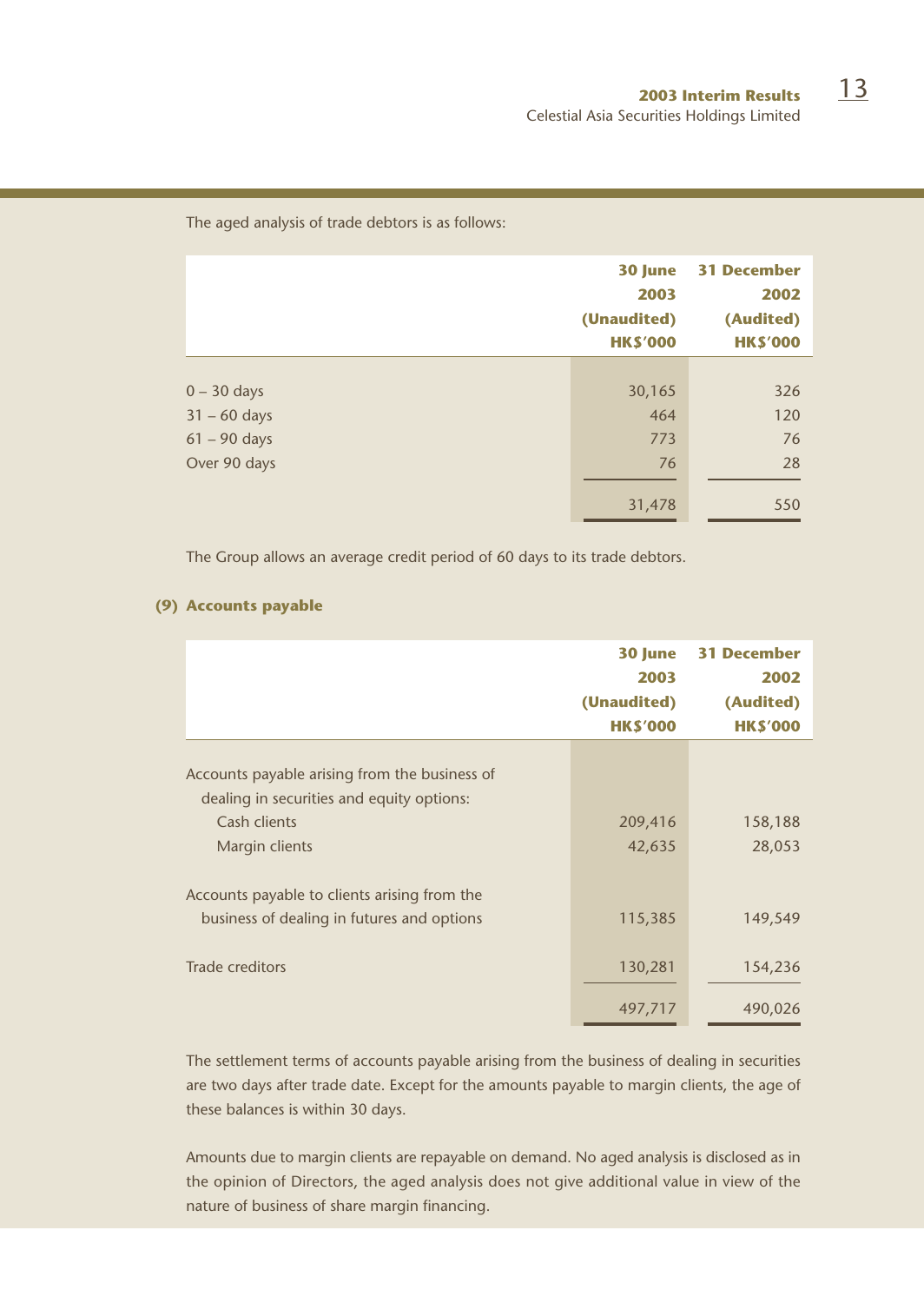The aged analysis of trade debtors is as follows:

| | 30 June 2003 (Unaudited) HK$'000 | 31 December 2002 (Audited) HK$'000 |
|---|---|---|
| 0 – 30 days | 30,165 | 326 |
| 31 – 60 days | 464 | 120 |
| 61 – 90 days | 773 | 76 |
| Over 90 days | 76 | 28 |
| | 31,478 | 550 |

The Group allows an average credit period of 60 days to its trade debtors.

### (9) Accounts payable

| | 30 June 2003 (Unaudited) HK$'000 | 31 December 2002 (Audited) HK$'000 |
|---|---|---|
| Accounts payable arising from the business of dealing in securities and equity options: | | |
| Cash clients | 209,416 | 158,188 |
| Margin clients | 42,635 | 28,053 |
| Accounts payable to clients arising from the business of dealing in futures and options | 115,385 | 149,549 |
| Trade creditors | 130,281 | 154,236 |
| | 497,717 | 490,026 |

The settlement terms of accounts payable arising from the business of dealing in securities are two days after trade date. Except for the amounts payable to margin clients, the age of these balances is within 30 days.

Amounts due to margin clients are repayable on demand. No aged analysis is disclosed as in the opinion of Directors, the aged analysis does not give additional value in view of the nature of business of share margin financing.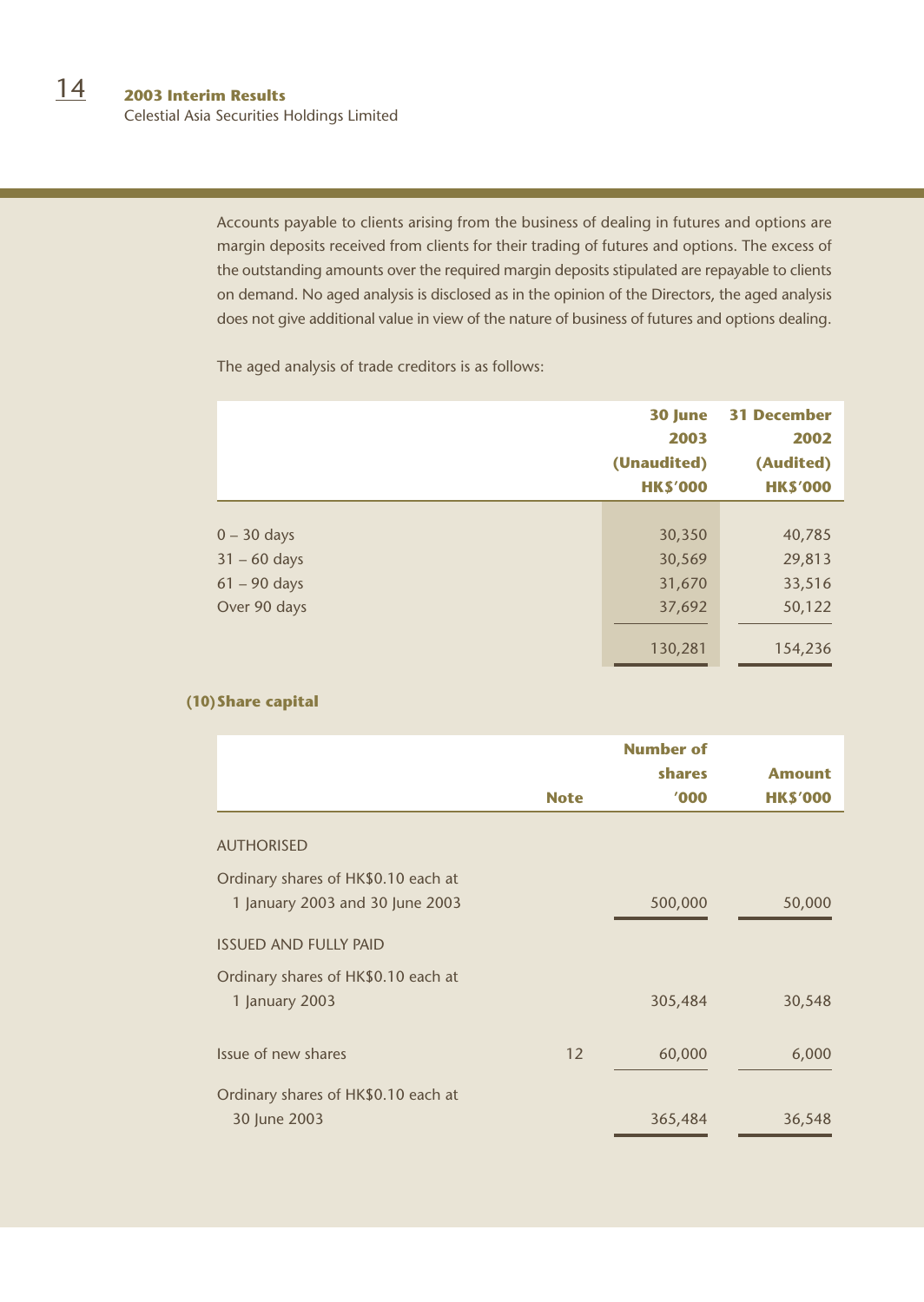Accounts payable to clients arising from the business of dealing in futures and options are margin deposits received from clients for their trading of futures and options. The excess of the outstanding amounts over the required margin deposits stipulated are repayable to clients on demand. No aged analysis is disclosed as in the opinion of the Directors, the aged analysis does not give additional value in view of the nature of business of futures and options dealing.

The aged analysis of trade creditors is as follows:

| | 30 June 2003 (Unaudited) HK$'000 | 31 December 2002 (Audited) HK$'000 |
|---|---|---|
| 0 – 30 days | 30,350 | 40,785 |
| 31 – 60 days | 30,569 | 29,813 |
| 61 – 90 days | 31,670 | 33,516 |
| Over 90 days | 37,692 | 50,122 |
| | 130,281 | 154,236 |

## (10) Share capital

| | Note | Number of shares '000 | Amount HK$'000 |
|---|---|---|---|
| AUTHORISED | | | |
| Ordinary shares of HK$0.10 each at 1 January 2003 and 30 June 2003 | | 500,000 | 50,000 |
| ISSUED AND FULLY PAID | | | |
| Ordinary shares of HK$0.10 each at 1 January 2003 | | 305,484 | 30,548 |
| Issue of new shares | 12 | 60,000 | 6,000 |
| Ordinary shares of HK$0.10 each at 30 June 2003 | | 365,484 | 36,548 |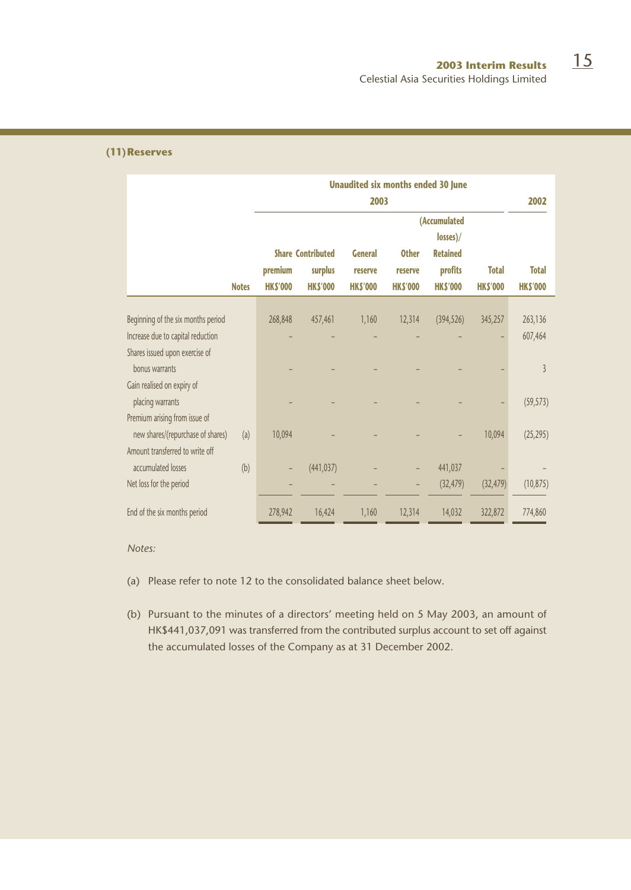### (11) Reserves

| | | Unaudited six months ended 30 June | | | | | | |
|---|---|---|---|---|---|---|---|---|
| | | 2003 | | | | | | 2002 |
| | Notes | Share premium HK$'000 | Contributed surplus HK$'000 | General reserve HK$'000 | Other reserve HK$'000 | (Accumulated losses)/ Retained profits HK$'000 | Total HK$'000 | Total HK$'000 |
| Beginning of the six months period | | 268,848 | 457,461 | 1,160 | 12,314 | (394,526) | 345,257 | 263,136 |
| Increase due to capital reduction | | – | – | – | – | – | – | 607,464 |
| Shares issued upon exercise of bonus warrants | | – | – | – | – | – | – | 3 |
| Gain realised on expiry of placing warrants | | – | – | – | – | – | – | (59,573) |
| Premium arising from issue of new shares/(repurchase of shares) | (a) | 10,094 | – | – | – | – | 10,094 | (25,295) |
| Amount transferred to write off accumulated losses | (b) | – | (441,037) | – | – | 441,037 | – | – |
| Net loss for the period | | – | – | – | – | (32,479) | (32,479) | (10,875) |
| End of the six months period | | 278,942 | 16,424 | 1,160 | 12,314 | 14,032 | 322,872 | 774,860 |

*Notes:*

(a) Please refer to note 12 to the consolidated balance sheet below.

(b) Pursuant to the minutes of a directors' meeting held on 5 May 2003, an amount of HK$441,037,091 was transferred from the contributed surplus account to set off against the accumulated losses of the Company as at 31 December 2002.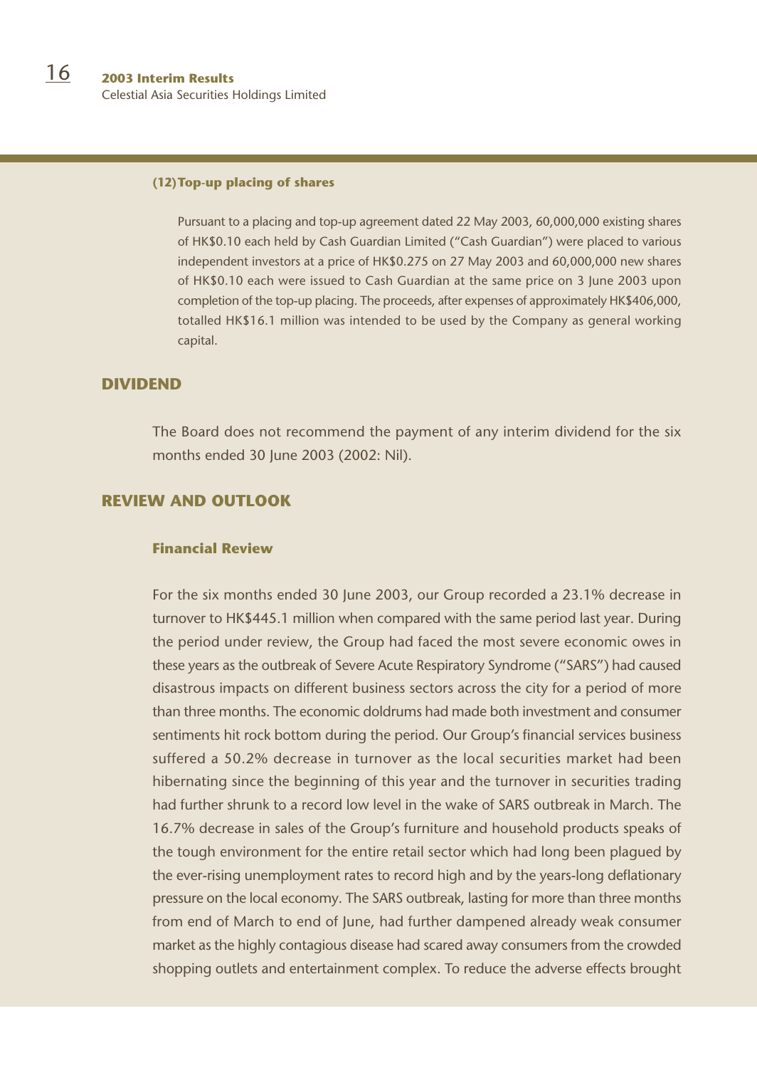**(12) Top-up placing of shares**

Pursuant to a placing and top-up agreement dated 22 May 2003, 60,000,000 existing shares of HK$0.10 each held by Cash Guardian Limited ("Cash Guardian") were placed to various independent investors at a price of HK$0.275 on 27 May 2003 and 60,000,000 new shares of HK$0.10 each were issued to Cash Guardian at the same price on 3 June 2003 upon completion of the top-up placing. The proceeds, after expenses of approximately HK$406,000, totalled HK$16.1 million was intended to be used by the Company as general working capital.

## DIVIDEND

The Board does not recommend the payment of any interim dividend for the six months ended 30 June 2003 (2002: Nil).

## REVIEW AND OUTLOOK

### Financial Review

For the six months ended 30 June 2003, our Group recorded a 23.1% decrease in turnover to HK$445.1 million when compared with the same period last year. During the period under review, the Group had faced the most severe economic owes in these years as the outbreak of Severe Acute Respiratory Syndrome ("SARS") had caused disastrous impacts on different business sectors across the city for a period of more than three months. The economic doldrums had made both investment and consumer sentiments hit rock bottom during the period. Our Group's financial services business suffered a 50.2% decrease in turnover as the local securities market had been hibernating since the beginning of this year and the turnover in securities trading had further shrunk to a record low level in the wake of SARS outbreak in March. The 16.7% decrease in sales of the Group's furniture and household products speaks of the tough environment for the entire retail sector which had long been plagued by the ever-rising unemployment rates to record high and by the years-long deflationary pressure on the local economy. The SARS outbreak, lasting for more than three months from end of March to end of June, had further dampened already weak consumer market as the highly contagious disease had scared away consumers from the crowded shopping outlets and entertainment complex. To reduce the adverse effects brought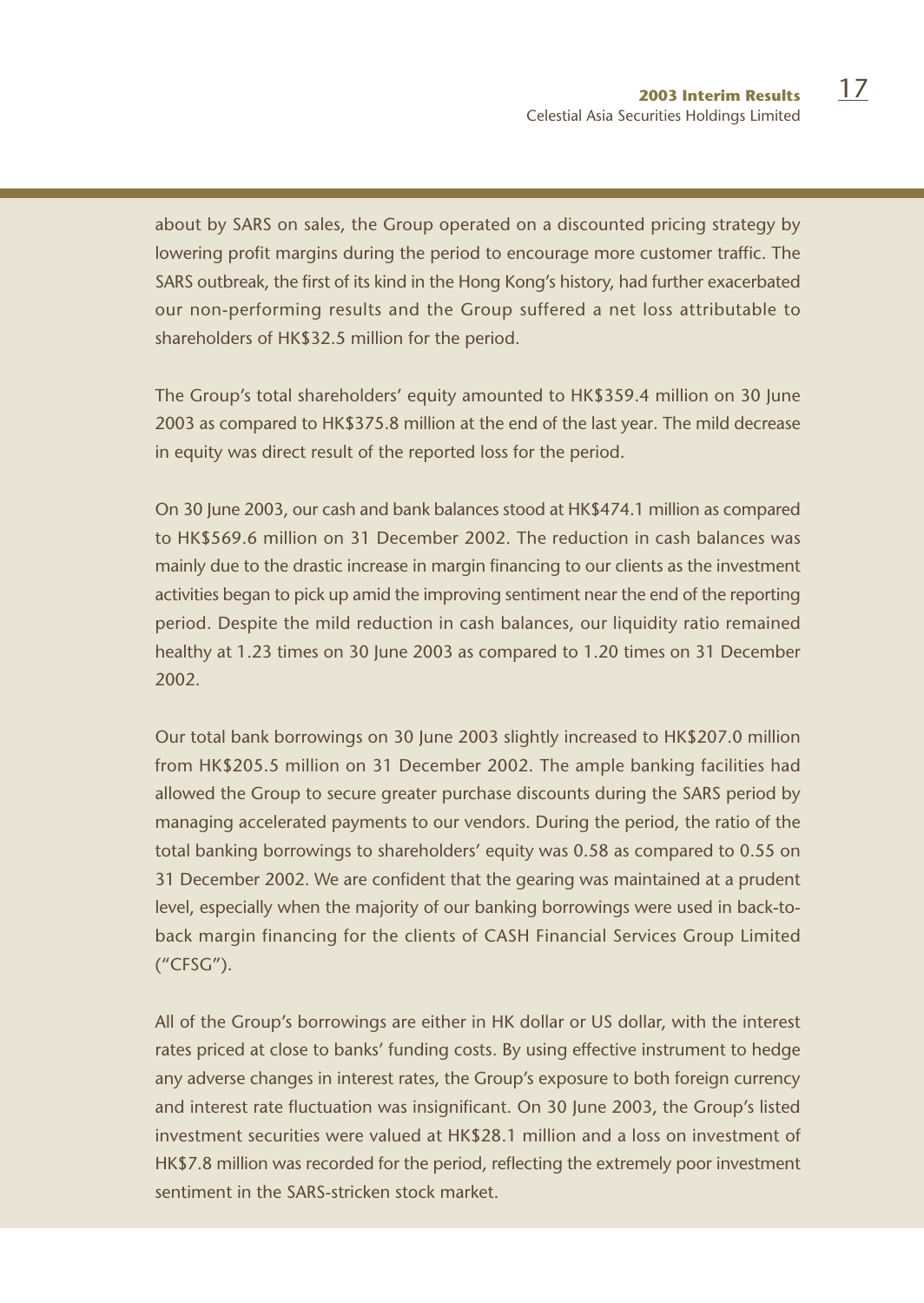about by SARS on sales, the Group operated on a discounted pricing strategy by lowering profit margins during the period to encourage more customer traffic. The SARS outbreak, the first of its kind in the Hong Kong's history, had further exacerbated our non-performing results and the Group suffered a net loss attributable to shareholders of HK$32.5 million for the period.

The Group's total shareholders' equity amounted to HK$359.4 million on 30 June 2003 as compared to HK$375.8 million at the end of the last year. The mild decrease in equity was direct result of the reported loss for the period.

On 30 June 2003, our cash and bank balances stood at HK$474.1 million as compared to HK$569.6 million on 31 December 2002. The reduction in cash balances was mainly due to the drastic increase in margin financing to our clients as the investment activities began to pick up amid the improving sentiment near the end of the reporting period. Despite the mild reduction in cash balances, our liquidity ratio remained healthy at 1.23 times on 30 June 2003 as compared to 1.20 times on 31 December 2002.

Our total bank borrowings on 30 June 2003 slightly increased to HK$207.0 million from HK$205.5 million on 31 December 2002. The ample banking facilities had allowed the Group to secure greater purchase discounts during the SARS period by managing accelerated payments to our vendors. During the period, the ratio of the total banking borrowings to shareholders' equity was 0.58 as compared to 0.55 on 31 December 2002. We are confident that the gearing was maintained at a prudent level, especially when the majority of our banking borrowings were used in back-to-back margin financing for the clients of CASH Financial Services Group Limited ("CFSG").

All of the Group's borrowings are either in HK dollar or US dollar, with the interest rates priced at close to banks' funding costs. By using effective instrument to hedge any adverse changes in interest rates, the Group's exposure to both foreign currency and interest rate fluctuation was insignificant. On 30 June 2003, the Group's listed investment securities were valued at HK$28.1 million and a loss on investment of HK$7.8 million was recorded for the period, reflecting the extremely poor investment sentiment in the SARS-stricken stock market.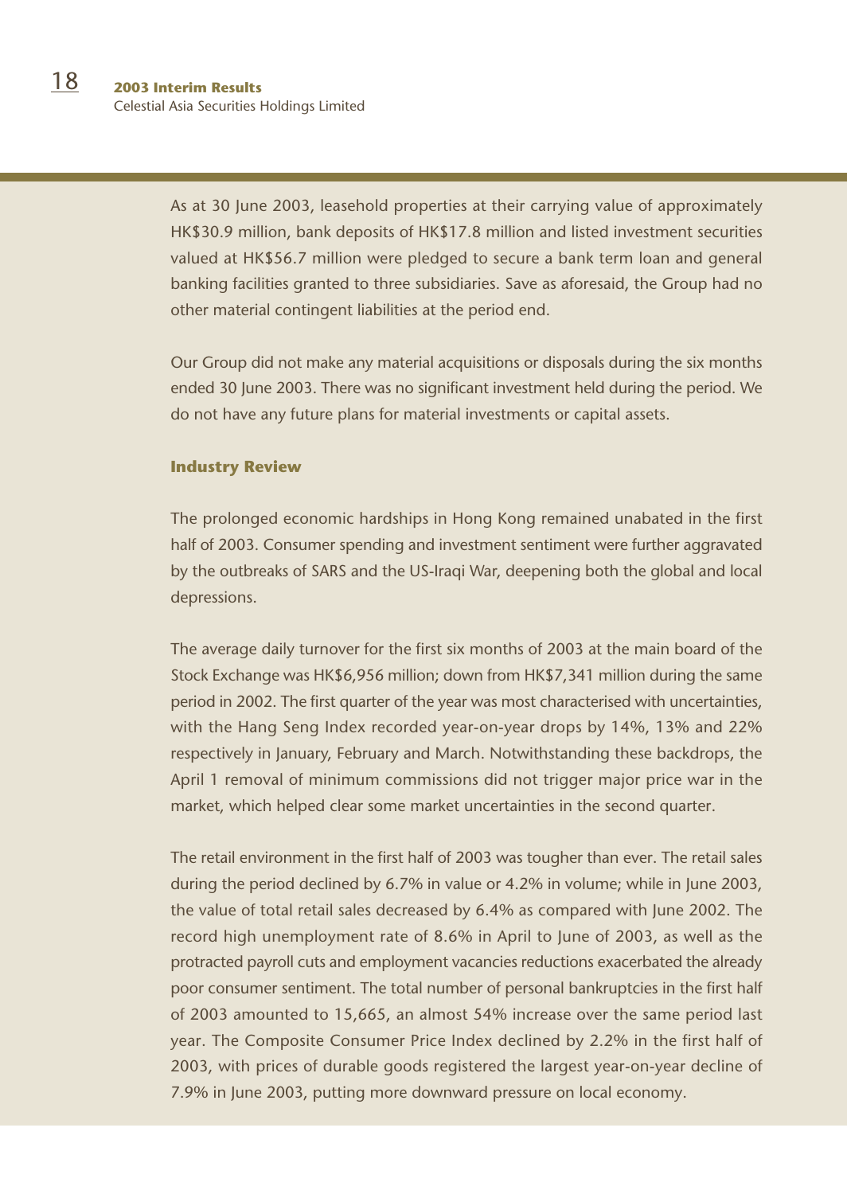As at 30 June 2003, leasehold properties at their carrying value of approximately HK$30.9 million, bank deposits of HK$17.8 million and listed investment securities valued at HK$56.7 million were pledged to secure a bank term loan and general banking facilities granted to three subsidiaries. Save as aforesaid, the Group had no other material contingent liabilities at the period end.

Our Group did not make any material acquisitions or disposals during the six months ended 30 June 2003. There was no significant investment held during the period. We do not have any future plans for material investments or capital assets.

## Industry Review

The prolonged economic hardships in Hong Kong remained unabated in the first half of 2003. Consumer spending and investment sentiment were further aggravated by the outbreaks of SARS and the US-Iraqi War, deepening both the global and local depressions.

The average daily turnover for the first six months of 2003 at the main board of the Stock Exchange was HK$6,956 million; down from HK$7,341 million during the same period in 2002. The first quarter of the year was most characterised with uncertainties, with the Hang Seng Index recorded year-on-year drops by 14%, 13% and 22% respectively in January, February and March. Notwithstanding these backdrops, the April 1 removal of minimum commissions did not trigger major price war in the market, which helped clear some market uncertainties in the second quarter.

The retail environment in the first half of 2003 was tougher than ever. The retail sales during the period declined by 6.7% in value or 4.2% in volume; while in June 2003, the value of total retail sales decreased by 6.4% as compared with June 2002. The record high unemployment rate of 8.6% in April to June of 2003, as well as the protracted payroll cuts and employment vacancies reductions exacerbated the already poor consumer sentiment. The total number of personal bankruptcies in the first half of 2003 amounted to 15,665, an almost 54% increase over the same period last year. The Composite Consumer Price Index declined by 2.2% in the first half of 2003, with prices of durable goods registered the largest year-on-year decline of 7.9% in June 2003, putting more downward pressure on local economy.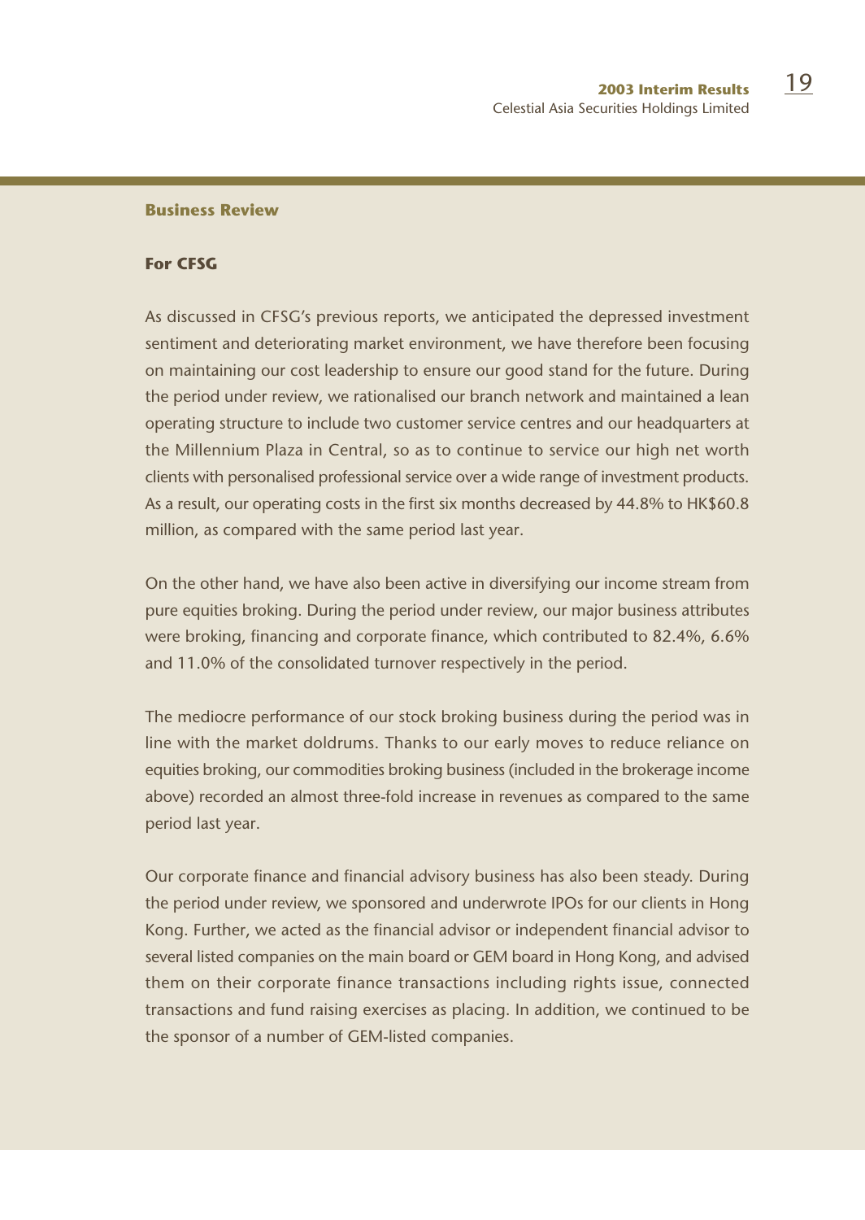## Business Review

### For CFSG

As discussed in CFSG's previous reports, we anticipated the depressed investment sentiment and deteriorating market environment, we have therefore been focusing on maintaining our cost leadership to ensure our good stand for the future. During the period under review, we rationalised our branch network and maintained a lean operating structure to include two customer service centres and our headquarters at the Millennium Plaza in Central, so as to continue to service our high net worth clients with personalised professional service over a wide range of investment products. As a result, our operating costs in the first six months decreased by 44.8% to HK$60.8 million, as compared with the same period last year.

On the other hand, we have also been active in diversifying our income stream from pure equities broking. During the period under review, our major business attributes were broking, financing and corporate finance, which contributed to 82.4%, 6.6% and 11.0% of the consolidated turnover respectively in the period.

The mediocre performance of our stock broking business during the period was in line with the market doldrums. Thanks to our early moves to reduce reliance on equities broking, our commodities broking business (included in the brokerage income above) recorded an almost three-fold increase in revenues as compared to the same period last year.

Our corporate finance and financial advisory business has also been steady. During the period under review, we sponsored and underwrote IPOs for our clients in Hong Kong. Further, we acted as the financial advisor or independent financial advisor to several listed companies on the main board or GEM board in Hong Kong, and advised them on their corporate finance transactions including rights issue, connected transactions and fund raising exercises as placing. In addition, we continued to be the sponsor of a number of GEM-listed companies.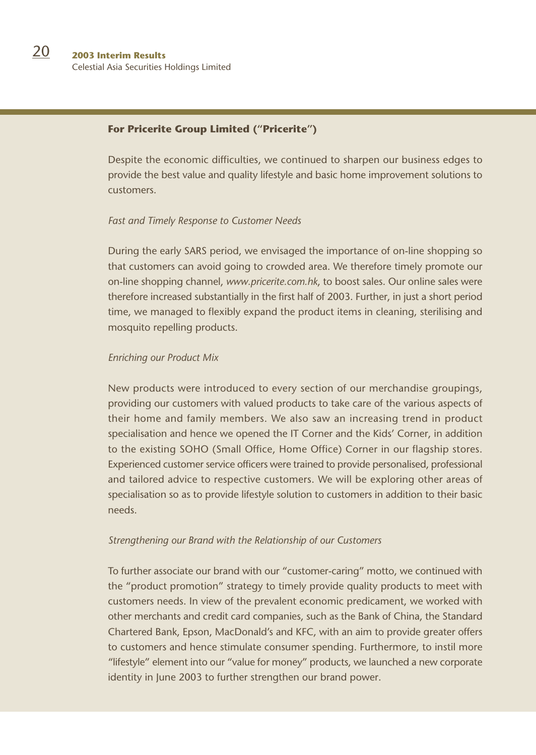**For Pricerite Group Limited ("Pricerite")**

Despite the economic difficulties, we continued to sharpen our business edges to provide the best value and quality lifestyle and basic home improvement solutions to customers.

*Fast and Timely Response to Customer Needs*

During the early SARS period, we envisaged the importance of on-line shopping so that customers can avoid going to crowded area. We therefore timely promote our on-line shopping channel, *www.pricerite.com.hk*, to boost sales. Our online sales were therefore increased substantially in the first half of 2003. Further, in just a short period time, we managed to flexibly expand the product items in cleaning, sterilising and mosquito repelling products.

*Enriching our Product Mix*

New products were introduced to every section of our merchandise groupings, providing our customers with valued products to take care of the various aspects of their home and family members. We also saw an increasing trend in product specialisation and hence we opened the IT Corner and the Kids' Corner, in addition to the existing SOHO (Small Office, Home Office) Corner in our flagship stores. Experienced customer service officers were trained to provide personalised, professional and tailored advice to respective customers. We will be exploring other areas of specialisation so as to provide lifestyle solution to customers in addition to their basic needs.

*Strengthening our Brand with the Relationship of our Customers*

To further associate our brand with our "customer-caring" motto, we continued with the "product promotion" strategy to timely provide quality products to meet with customers needs. In view of the prevalent economic predicament, we worked with other merchants and credit card companies, such as the Bank of China, the Standard Chartered Bank, Epson, MacDonald's and KFC, with an aim to provide greater offers to customers and hence stimulate consumer spending. Furthermore, to instil more "lifestyle" element into our "value for money" products, we launched a new corporate identity in June 2003 to further strengthen our brand power.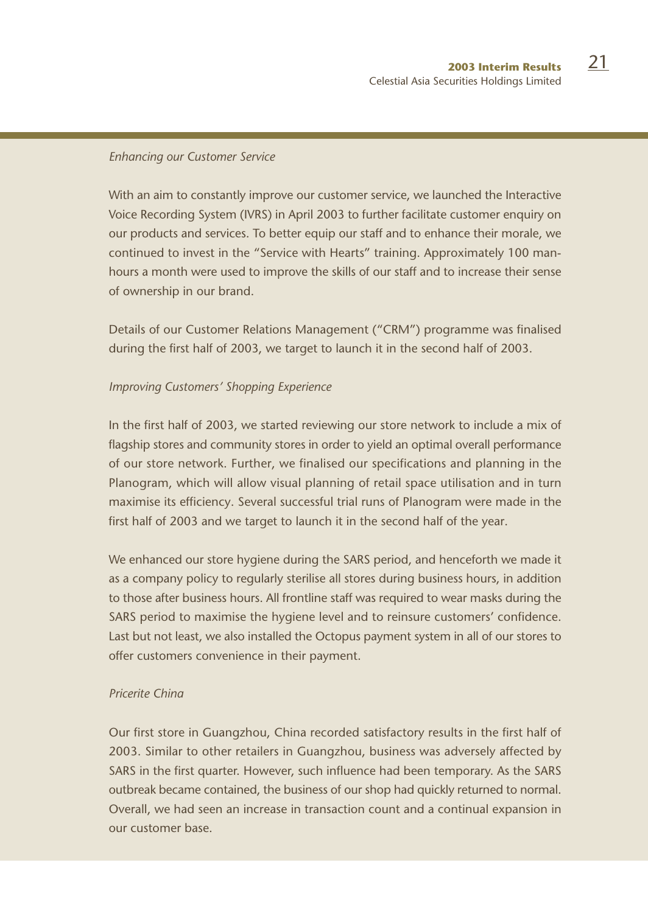*Enhancing our Customer Service*

With an aim to constantly improve our customer service, we launched the Interactive Voice Recording System (IVRS) in April 2003 to further facilitate customer enquiry on our products and services. To better equip our staff and to enhance their morale, we continued to invest in the "Service with Hearts" training. Approximately 100 man-hours a month were used to improve the skills of our staff and to increase their sense of ownership in our brand.

Details of our Customer Relations Management ("CRM") programme was finalised during the first half of 2003, we target to launch it in the second half of 2003.

*Improving Customers' Shopping Experience*

In the first half of 2003, we started reviewing our store network to include a mix of flagship stores and community stores in order to yield an optimal overall performance of our store network. Further, we finalised our specifications and planning in the Planogram, which will allow visual planning of retail space utilisation and in turn maximise its efficiency. Several successful trial runs of Planogram were made in the first half of 2003 and we target to launch it in the second half of the year.

We enhanced our store hygiene during the SARS period, and henceforth we made it as a company policy to regularly sterilise all stores during business hours, in addition to those after business hours. All frontline staff was required to wear masks during the SARS period to maximise the hygiene level and to reinsure customers' confidence. Last but not least, we also installed the Octopus payment system in all of our stores to offer customers convenience in their payment.

*Pricerite China*

Our first store in Guangzhou, China recorded satisfactory results in the first half of 2003. Similar to other retailers in Guangzhou, business was adversely affected by SARS in the first quarter. However, such influence had been temporary. As the SARS outbreak became contained, the business of our shop had quickly returned to normal. Overall, we had seen an increase in transaction count and a continual expansion in our customer base.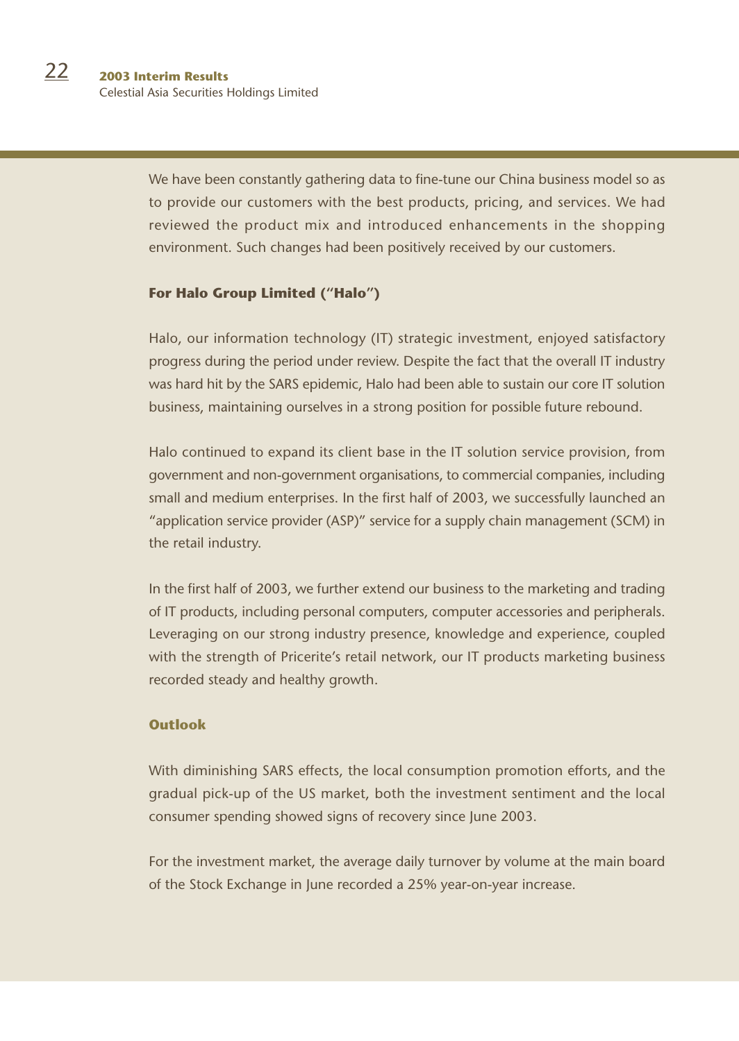We have been constantly gathering data to fine-tune our China business model so as to provide our customers with the best products, pricing, and services. We had reviewed the product mix and introduced enhancements in the shopping environment. Such changes had been positively received by our customers.

**For Halo Group Limited ("Halo")**

Halo, our information technology (IT) strategic investment, enjoyed satisfactory progress during the period under review. Despite the fact that the overall IT industry was hard hit by the SARS epidemic, Halo had been able to sustain our core IT solution business, maintaining ourselves in a strong position for possible future rebound.

Halo continued to expand its client base in the IT solution service provision, from government and non-government organisations, to commercial companies, including small and medium enterprises. In the first half of 2003, we successfully launched an "application service provider (ASP)" service for a supply chain management (SCM) in the retail industry.

In the first half of 2003, we further extend our business to the marketing and trading of IT products, including personal computers, computer accessories and peripherals. Leveraging on our strong industry presence, knowledge and experience, coupled with the strength of Pricerite's retail network, our IT products marketing business recorded steady and healthy growth.

## Outlook

With diminishing SARS effects, the local consumption promotion efforts, and the gradual pick-up of the US market, both the investment sentiment and the local consumer spending showed signs of recovery since June 2003.

For the investment market, the average daily turnover by volume at the main board of the Stock Exchange in June recorded a 25% year-on-year increase.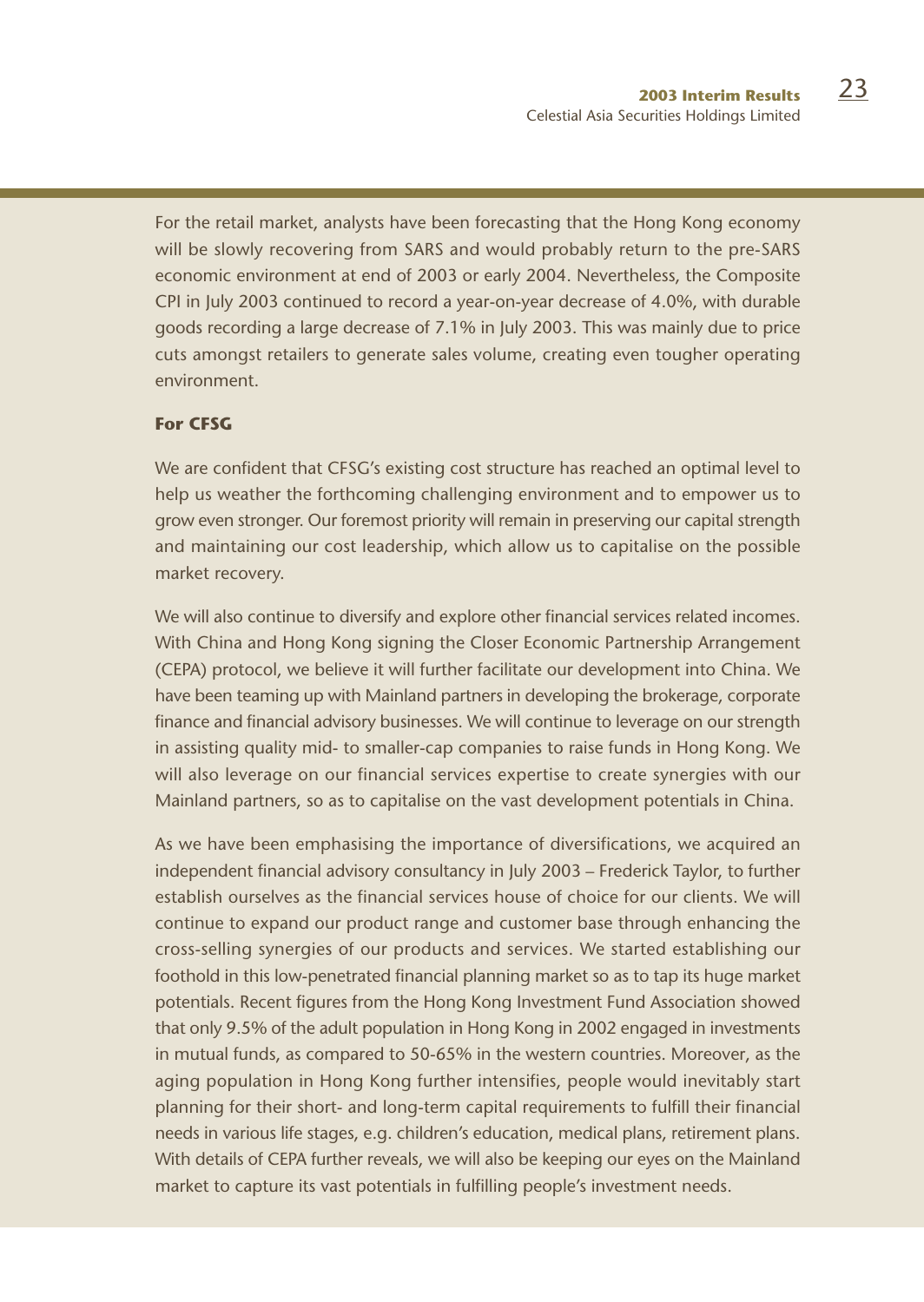For the retail market, analysts have been forecasting that the Hong Kong economy will be slowly recovering from SARS and would probably return to the pre-SARS economic environment at end of 2003 or early 2004. Nevertheless, the Composite CPI in July 2003 continued to record a year-on-year decrease of 4.0%, with durable goods recording a large decrease of 7.1% in July 2003. This was mainly due to price cuts amongst retailers to generate sales volume, creating even tougher operating environment.

**For CFSG**

We are confident that CFSG's existing cost structure has reached an optimal level to help us weather the forthcoming challenging environment and to empower us to grow even stronger. Our foremost priority will remain in preserving our capital strength and maintaining our cost leadership, which allow us to capitalise on the possible market recovery.

We will also continue to diversify and explore other financial services related incomes. With China and Hong Kong signing the Closer Economic Partnership Arrangement (CEPA) protocol, we believe it will further facilitate our development into China. We have been teaming up with Mainland partners in developing the brokerage, corporate finance and financial advisory businesses. We will continue to leverage on our strength in assisting quality mid- to smaller-cap companies to raise funds in Hong Kong. We will also leverage on our financial services expertise to create synergies with our Mainland partners, so as to capitalise on the vast development potentials in China.

As we have been emphasising the importance of diversifications, we acquired an independent financial advisory consultancy in July 2003 – Frederick Taylor, to further establish ourselves as the financial services house of choice for our clients. We will continue to expand our product range and customer base through enhancing the cross-selling synergies of our products and services. We started establishing our foothold in this low-penetrated financial planning market so as to tap its huge market potentials. Recent figures from the Hong Kong Investment Fund Association showed that only 9.5% of the adult population in Hong Kong in 2002 engaged in investments in mutual funds, as compared to 50-65% in the western countries. Moreover, as the aging population in Hong Kong further intensifies, people would inevitably start planning for their short- and long-term capital requirements to fulfill their financial needs in various life stages, e.g. children's education, medical plans, retirement plans. With details of CEPA further reveals, we will also be keeping our eyes on the Mainland market to capture its vast potentials in fulfilling people's investment needs.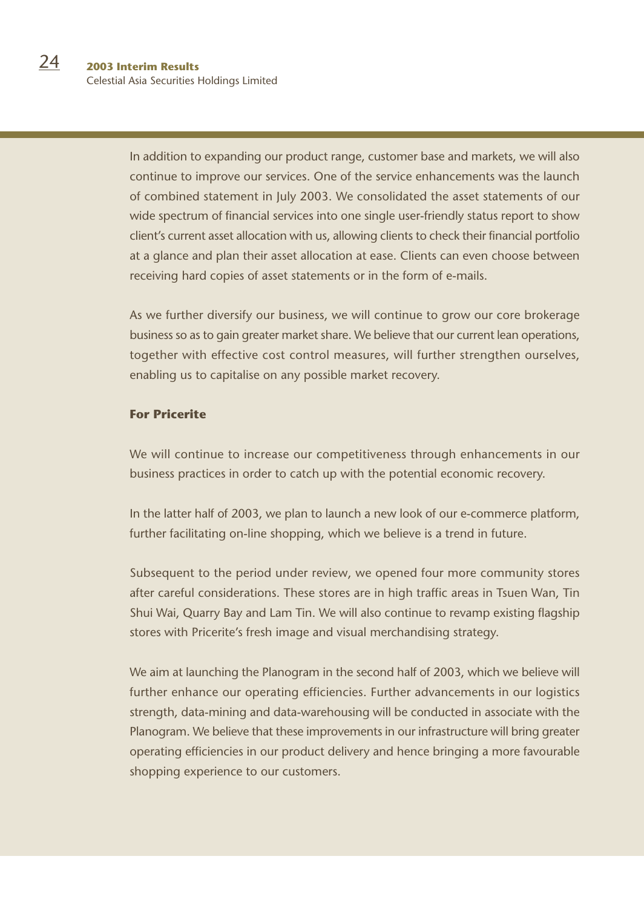In addition to expanding our product range, customer base and markets, we will also continue to improve our services. One of the service enhancements was the launch of combined statement in July 2003. We consolidated the asset statements of our wide spectrum of financial services into one single user-friendly status report to show client's current asset allocation with us, allowing clients to check their financial portfolio at a glance and plan their asset allocation at ease. Clients can even choose between receiving hard copies of asset statements or in the form of e-mails.

As we further diversify our business, we will continue to grow our core brokerage business so as to gain greater market share. We believe that our current lean operations, together with effective cost control measures, will further strengthen ourselves, enabling us to capitalise on any possible market recovery.

**For Pricerite**

We will continue to increase our competitiveness through enhancements in our business practices in order to catch up with the potential economic recovery.

In the latter half of 2003, we plan to launch a new look of our e-commerce platform, further facilitating on-line shopping, which we believe is a trend in future.

Subsequent to the period under review, we opened four more community stores after careful considerations. These stores are in high traffic areas in Tsuen Wan, Tin Shui Wai, Quarry Bay and Lam Tin. We will also continue to revamp existing flagship stores with Pricerite's fresh image and visual merchandising strategy.

We aim at launching the Planogram in the second half of 2003, which we believe will further enhance our operating efficiencies. Further advancements in our logistics strength, data-mining and data-warehousing will be conducted in associate with the Planogram. We believe that these improvements in our infrastructure will bring greater operating efficiencies in our product delivery and hence bringing a more favourable shopping experience to our customers.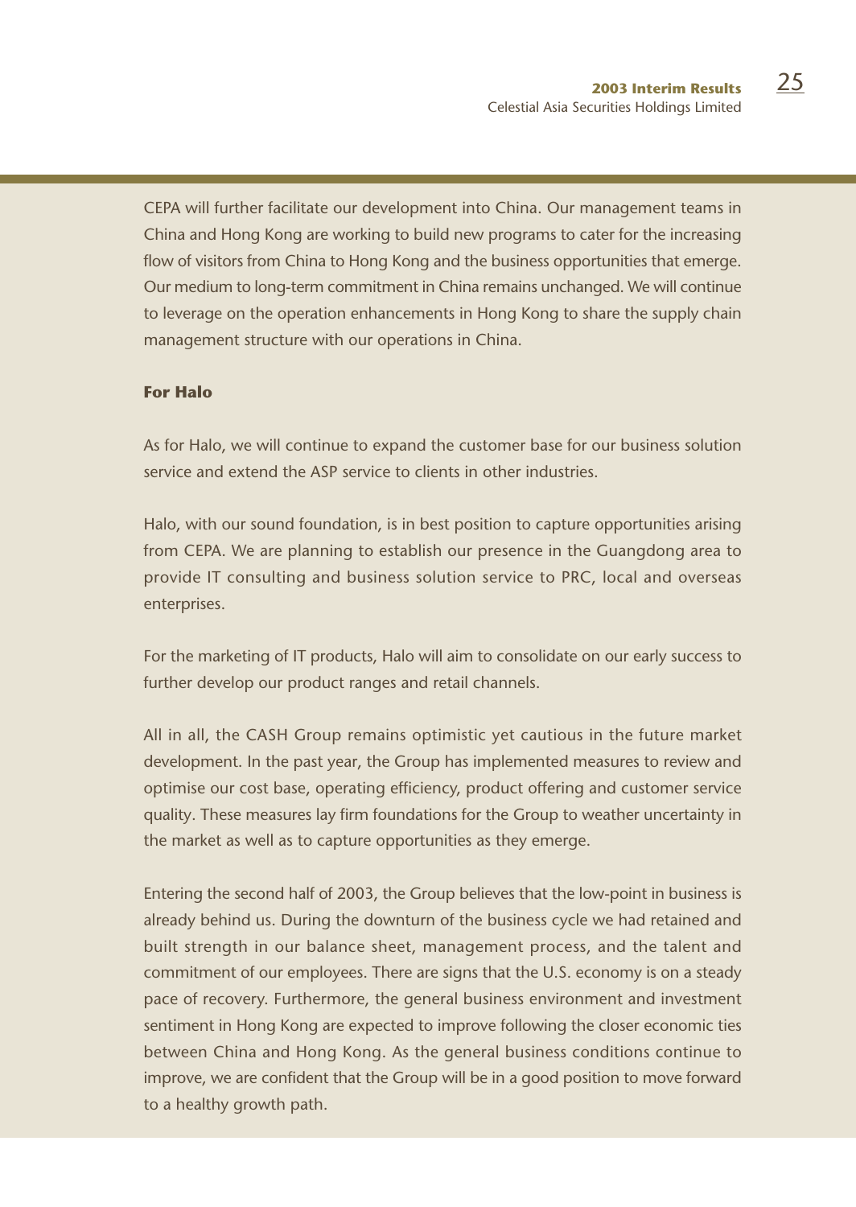CEPA will further facilitate our development into China. Our management teams in China and Hong Kong are working to build new programs to cater for the increasing flow of visitors from China to Hong Kong and the business opportunities that emerge. Our medium to long-term commitment in China remains unchanged. We will continue to leverage on the operation enhancements in Hong Kong to share the supply chain management structure with our operations in China.

**For Halo**

As for Halo, we will continue to expand the customer base for our business solution service and extend the ASP service to clients in other industries.

Halo, with our sound foundation, is in best position to capture opportunities arising from CEPA. We are planning to establish our presence in the Guangdong area to provide IT consulting and business solution service to PRC, local and overseas enterprises.

For the marketing of IT products, Halo will aim to consolidate on our early success to further develop our product ranges and retail channels.

All in all, the CASH Group remains optimistic yet cautious in the future market development. In the past year, the Group has implemented measures to review and optimise our cost base, operating efficiency, product offering and customer service quality. These measures lay firm foundations for the Group to weather uncertainty in the market as well as to capture opportunities as they emerge.

Entering the second half of 2003, the Group believes that the low-point in business is already behind us. During the downturn of the business cycle we had retained and built strength in our balance sheet, management process, and the talent and commitment of our employees. There are signs that the U.S. economy is on a steady pace of recovery. Furthermore, the general business environment and investment sentiment in Hong Kong are expected to improve following the closer economic ties between China and Hong Kong. As the general business conditions continue to improve, we are confident that the Group will be in a good position to move forward to a healthy growth path.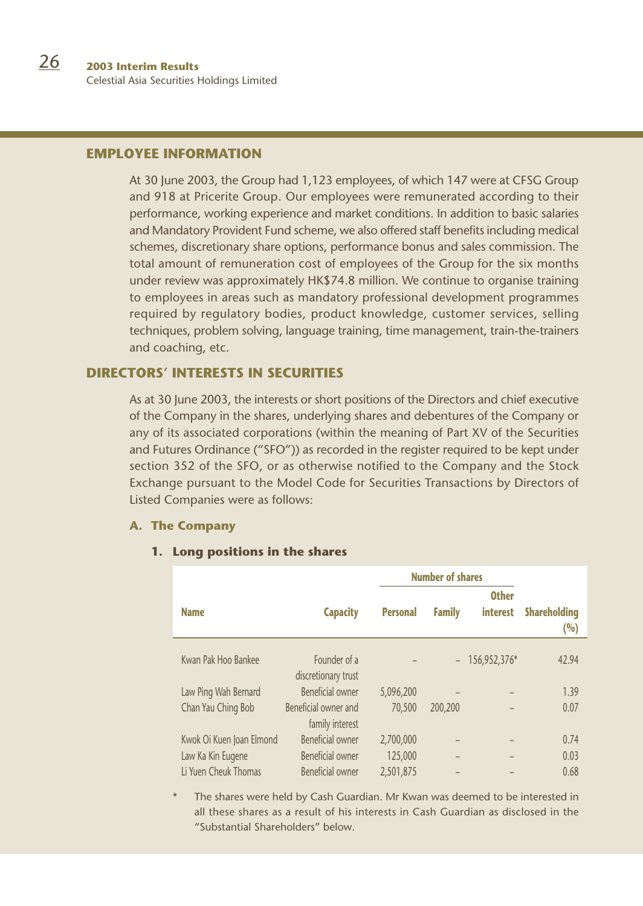## EMPLOYEE INFORMATION

At 30 June 2003, the Group had 1,123 employees, of which 147 were at CFSG Group and 918 at Pricerite Group. Our employees were remunerated according to their performance, working experience and market conditions. In addition to basic salaries and Mandatory Provident Fund scheme, we also offered staff benefits including medical schemes, discretionary share options, performance bonus and sales commission. The total amount of remuneration cost of employees of the Group for the six months under review was approximately HK$74.8 million. We continue to organise training to employees in areas such as mandatory professional development programmes required by regulatory bodies, product knowledge, customer services, selling techniques, problem solving, language training, time management, train-the-trainers and coaching, etc.

## DIRECTORS' INTERESTS IN SECURITIES

As at 30 June 2003, the interests or short positions of the Directors and chief executive of the Company in the shares, underlying shares and debentures of the Company or any of its associated corporations (within the meaning of Part XV of the Securities and Futures Ordinance ("SFO")) as recorded in the register required to be kept under section 352 of the SFO, or as otherwise notified to the Company and the Stock Exchange pursuant to the Model Code for Securities Transactions by Directors of Listed Companies were as follows:

### A. The Company

#### 1. Long positions in the shares

| Name | Capacity | Number of shares | | | Shareholding (%) |
|---|---|---|---|---|---|
| | | Personal | Family | Other interest | |
| Kwan Pak Hoo Bankee | Founder of a discretionary trust | – | – | 156,952,376* | 42.94 |
| Law Ping Wah Bernard | Beneficial owner | 5,096,200 | – | – | 1.39 |
| Chan Yau Ching Bob | Beneficial owner and family interest | 70,500 | 200,200 | – | 0.07 |
| Kwok Oi Kuen Joan Elmond | Beneficial owner | 2,700,000 | – | – | 0.74 |
| Law Ka Kin Eugene | Beneficial owner | 125,000 | – | – | 0.03 |
| Li Yuen Cheuk Thomas | Beneficial owner | 2,501,875 | – | – | 0.68 |

\* The shares were held by Cash Guardian. Mr Kwan was deemed to be interested in all these shares as a result of his interests in Cash Guardian as disclosed in the "Substantial Shareholders" below.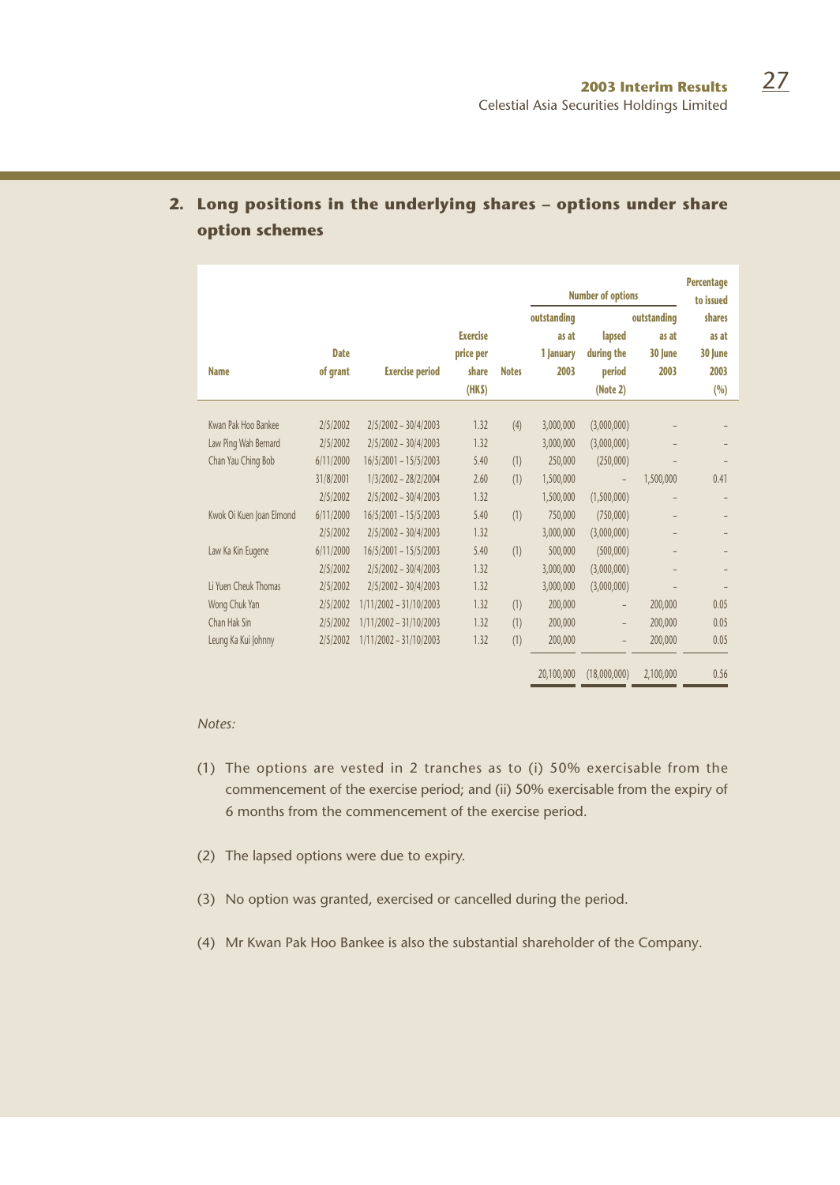## 2. Long positions in the underlying shares – options under share option schemes

| Name | Date of grant | Exercise period | Exercise price per share (HK$) | Notes | Number of options outstanding as at 1 January 2003 | lapsed during the period (Note 2) | outstanding as at 30 June 2003 | Percentage to issued shares as at 30 June 2003 (%) |
|---|---|---|---|---|---|---|---|---|
| Kwan Pak Hoo Bankee | 2/5/2002 | 2/5/2002 – 30/4/2003 | 1.32 | (4) | 3,000,000 | (3,000,000) | – | – |
| Law Ping Wah Bernard | 2/5/2002 | 2/5/2002 – 30/4/2003 | 1.32 | | 3,000,000 | (3,000,000) | – | – |
| Chan Yau Ching Bob | 6/11/2000 | 16/5/2001 – 15/5/2003 | 5.40 | (1) | 250,000 | (250,000) | – | – |
| | 31/8/2001 | 1/3/2002 – 28/2/2004 | 2.60 | (1) | 1,500,000 | – | 1,500,000 | 0.41 |
| | 2/5/2002 | 2/5/2002 – 30/4/2003 | 1.32 | | 1,500,000 | (1,500,000) | – | – |
| Kwok Oi Kuen Joan Elmond | 6/11/2000 | 16/5/2001 – 15/5/2003 | 5.40 | (1) | 750,000 | (750,000) | – | – |
| | 2/5/2002 | 2/5/2002 – 30/4/2003 | 1.32 | | 3,000,000 | (3,000,000) | – | – |
| Law Ka Kin Eugene | 6/11/2000 | 16/5/2001 – 15/5/2003 | 5.40 | (1) | 500,000 | (500,000) | – | – |
| | 2/5/2002 | 2/5/2002 – 30/4/2003 | 1.32 | | 3,000,000 | (3,000,000) | – | – |
| Li Yuen Cheuk Thomas | 2/5/2002 | 2/5/2002 – 30/4/2003 | 1.32 | | 3,000,000 | (3,000,000) | – | – |
| Wong Chuk Yan | 2/5/2002 | 1/11/2002 – 31/10/2003 | 1.32 | (1) | 200,000 | – | 200,000 | 0.05 |
| Chan Hak Sin | 2/5/2002 | 1/11/2002 – 31/10/2003 | 1.32 | (1) | 200,000 | – | 200,000 | 0.05 |
| Leung Ka Kui Johnny | 2/5/2002 | 1/11/2002 – 31/10/2003 | 1.32 | (1) | 200,000 | – | 200,000 | 0.05 |
| | | | | | 20,100,000 | (18,000,000) | 2,100,000 | 0.56 |

*Notes:*

(1) The options are vested in 2 tranches as to (i) 50% exercisable from the commencement of the exercise period; and (ii) 50% exercisable from the expiry of 6 months from the commencement of the exercise period.

(2) The lapsed options were due to expiry.

(3) No option was granted, exercised or cancelled during the period.

(4) Mr Kwan Pak Hoo Bankee is also the substantial shareholder of the Company.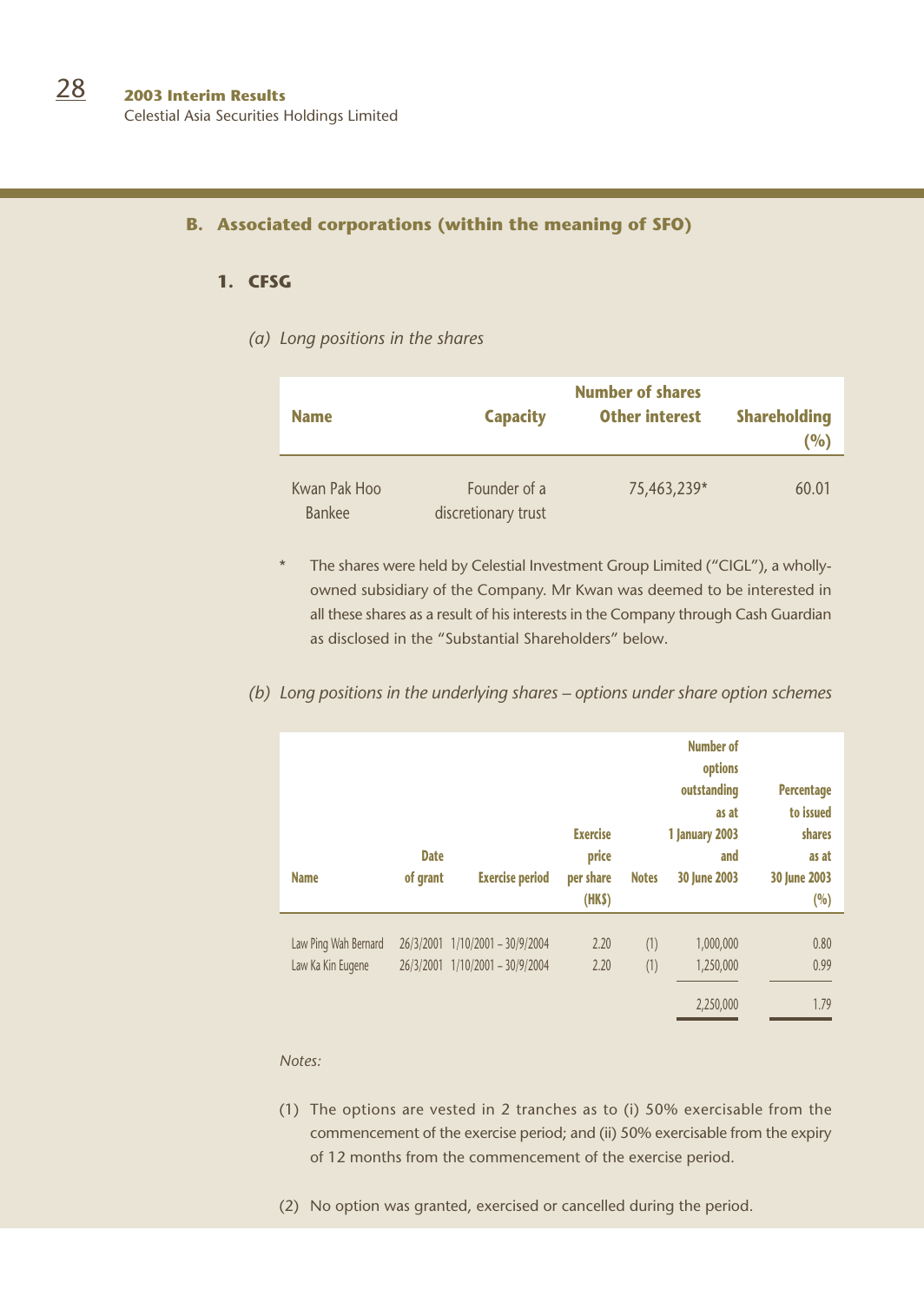## B. Associated corporations (within the meaning of SFO)

### 1. CFSG

*(a) Long positions in the shares*

| Name | Capacity | Number of shares Other interest | Shareholding (%) |
|---|---|---|---|
| Kwan Pak Hoo Bankee | Founder of a discretionary trust | 75,463,239* | 60.01 |

\* The shares were held by Celestial Investment Group Limited ("CIGL"), a wholly-owned subsidiary of the Company. Mr Kwan was deemed to be interested in all these shares as a result of his interests in the Company through Cash Guardian as disclosed in the "Substantial Shareholders" below.

*(b) Long positions in the underlying shares – options under share option schemes*

| Name | Date of grant | Exercise period | Exercise price per share (HK$) | Notes | Number of options outstanding as at 1 January 2003 and 30 June 2003 | Percentage to issued shares as at 30 June 2003 (%) |
|---|---|---|---|---|---|---|
| Law Ping Wah Bernard | 26/3/2001 | 1/10/2001 – 30/9/2004 | 2.20 | (1) | 1,000,000 | 0.80 |
| Law Ka Kin Eugene | 26/3/2001 | 1/10/2001 – 30/9/2004 | 2.20 | (1) | 1,250,000 | 0.99 |
| | | | | | 2,250,000 | 1.79 |

*Notes:*

(1) The options are vested in 2 tranches as to (i) 50% exercisable from the commencement of the exercise period; and (ii) 50% exercisable from the expiry of 12 months from the commencement of the exercise period.

(2) No option was granted, exercised or cancelled during the period.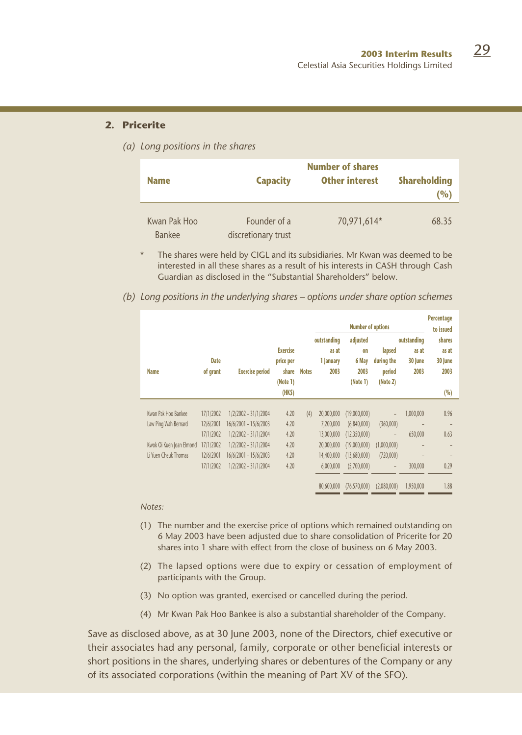## 2. Pricerite

*(a) Long positions in the shares*

| Name | Capacity | Number of shares Other interest | Shareholding (%) |
|---|---|---|---|
| Kwan Pak Hoo Bankee | Founder of a discretionary trust | 70,971,614* | 68.35 |

\* The shares were held by CIGL and its subsidiaries. Mr Kwan was deemed to be interested in all these shares as a result of his interests in CASH through Cash Guardian as disclosed in the "Substantial Shareholders" below.

*(b) Long positions in the underlying shares – options under share option schemes*

| Name | Date of grant | Exercise period | Exercise price per share (Note 1) (HK$) | Notes | Number of options outstanding as at 1 January 2003 | adjusted on 6 May 2003 (Note 1) | lapsed during the period (Note 2) | outstanding as at 30 June 2003 | Percentage to issued shares as at 30 June 2003 (%) |
|---|---|---|---|---|---|---|---|---|---|
| Kwan Pak Hoo Bankee | 17/1/2002 | 1/2/2002 – 31/1/2004 | 4.20 | (4) | 20,000,000 | (19,000,000) | – | 1,000,000 | 0.96 |
| Law Ping Wah Bernard | 12/6/2001 | 16/6/2001 – 15/6/2003 | 4.20 | | 7,200,000 | (6,840,000) | (360,000) | – | – |
| | 17/1/2002 | 1/2/2002 – 31/1/2004 | 4.20 | | 13,000,000 | (12,350,000) | – | 650,000 | 0.63 |
| Kwok Oi Kuen Joan Elmond | 17/1/2002 | 1/2/2002 – 31/1/2004 | 4.20 | | 20,000,000 | (19,000,000) | (1,000,000) | – | – |
| Li Yuen Cheuk Thomas | 12/6/2001 | 16/6/2001 – 15/6/2003 | 4.20 | | 14,400,000 | (13,680,000) | (720,000) | – | – |
| | 17/1/2002 | 1/2/2002 – 31/1/2004 | 4.20 | | 6,000,000 | (5,700,000) | – | 300,000 | 0.29 |
| | | | | | 80,600,000 | (76,570,000) | (2,080,000) | 1,950,000 | 1.88 |

*Notes:*

(1) The number and the exercise price of options which remained outstanding on 6 May 2003 have been adjusted due to share consolidation of Pricerite for 20 shares into 1 share with effect from the close of business on 6 May 2003.

(2) The lapsed options were due to expiry or cessation of employment of participants with the Group.

(3) No option was granted, exercised or cancelled during the period.

(4) Mr Kwan Pak Hoo Bankee is also a substantial shareholder of the Company.

Save as disclosed above, as at 30 June 2003, none of the Directors, chief executive or their associates had any personal, family, corporate or other beneficial interests or short positions in the shares, underlying shares or debentures of the Company or any of its associated corporations (within the meaning of Part XV of the SFO).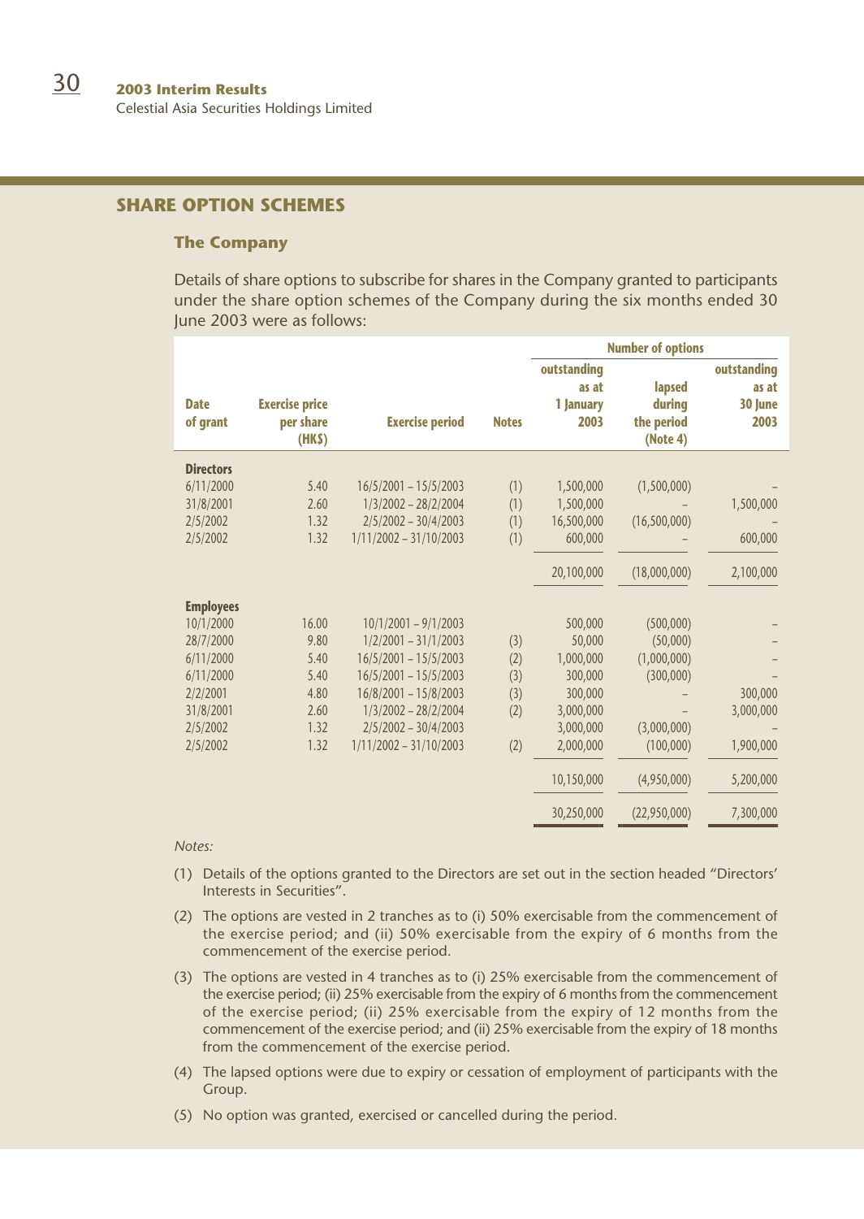## SHARE OPTION SCHEMES

### The Company

Details of share options to subscribe for shares in the Company granted to participants under the share option schemes of the Company during the six months ended 30 June 2003 were as follows:

| Date of grant | Exercise price per share (HK$) | Exercise period | Notes | Number of options | | |
|---|---|---|---|---|---|---|
| | | | | outstanding as at 1 January 2003 | lapsed during the period (Note 4) | outstanding as at 30 June 2003 |
| **Directors** | | | | | | |
| 6/11/2000 | 5.40 | 16/5/2001 – 15/5/2003 | (1) | 1,500,000 | (1,500,000) | – |
| 31/8/2001 | 2.60 | 1/3/2002 – 28/2/2004 | (1) | 1,500,000 | – | 1,500,000 |
| 2/5/2002 | 1.32 | 2/5/2002 – 30/4/2003 | (1) | 16,500,000 | (16,500,000) | – |
| 2/5/2002 | 1.32 | 1/11/2002 – 31/10/2003 | (1) | 600,000 | – | 600,000 |
| | | | | 20,100,000 | (18,000,000) | 2,100,000 |
| **Employees** | | | | | | |
| 10/1/2000 | 16.00 | 10/1/2001 – 9/1/2003 | | 500,000 | (500,000) | – |
| 28/7/2000 | 9.80 | 1/2/2001 – 31/1/2003 | (3) | 50,000 | (50,000) | – |
| 6/11/2000 | 5.40 | 16/5/2001 – 15/5/2003 | (2) | 1,000,000 | (1,000,000) | – |
| 6/11/2000 | 5.40 | 16/5/2001 – 15/5/2003 | (3) | 300,000 | (300,000) | – |
| 2/2/2001 | 4.80 | 16/8/2001 – 15/8/2003 | (3) | 300,000 | – | 300,000 |
| 31/8/2001 | 2.60 | 1/3/2002 – 28/2/2004 | (2) | 3,000,000 | – | 3,000,000 |
| 2/5/2002 | 1.32 | 2/5/2002 – 30/4/2003 | | 3,000,000 | (3,000,000) | – |
| 2/5/2002 | 1.32 | 1/11/2002 – 31/10/2003 | (2) | 2,000,000 | (100,000) | 1,900,000 |
| | | | | 10,150,000 | (4,950,000) | 5,200,000 |
| | | | | 30,250,000 | (22,950,000) | 7,300,000 |

*Notes:*

(1) Details of the options granted to the Directors are set out in the section headed "Directors' Interests in Securities".

(2) The options are vested in 2 tranches as to (i) 50% exercisable from the commencement of the exercise period; and (ii) 50% exercisable from the expiry of 6 months from the commencement of the exercise period.

(3) The options are vested in 4 tranches as to (i) 25% exercisable from the commencement of the exercise period; (ii) 25% exercisable from the expiry of 6 months from the commencement of the exercise period; (ii) 25% exercisable from the expiry of 12 months from the commencement of the exercise period; and (ii) 25% exercisable from the expiry of 18 months from the commencement of the exercise period.

(4) The lapsed options were due to expiry or cessation of employment of participants with the Group.

(5) No option was granted, exercised or cancelled during the period.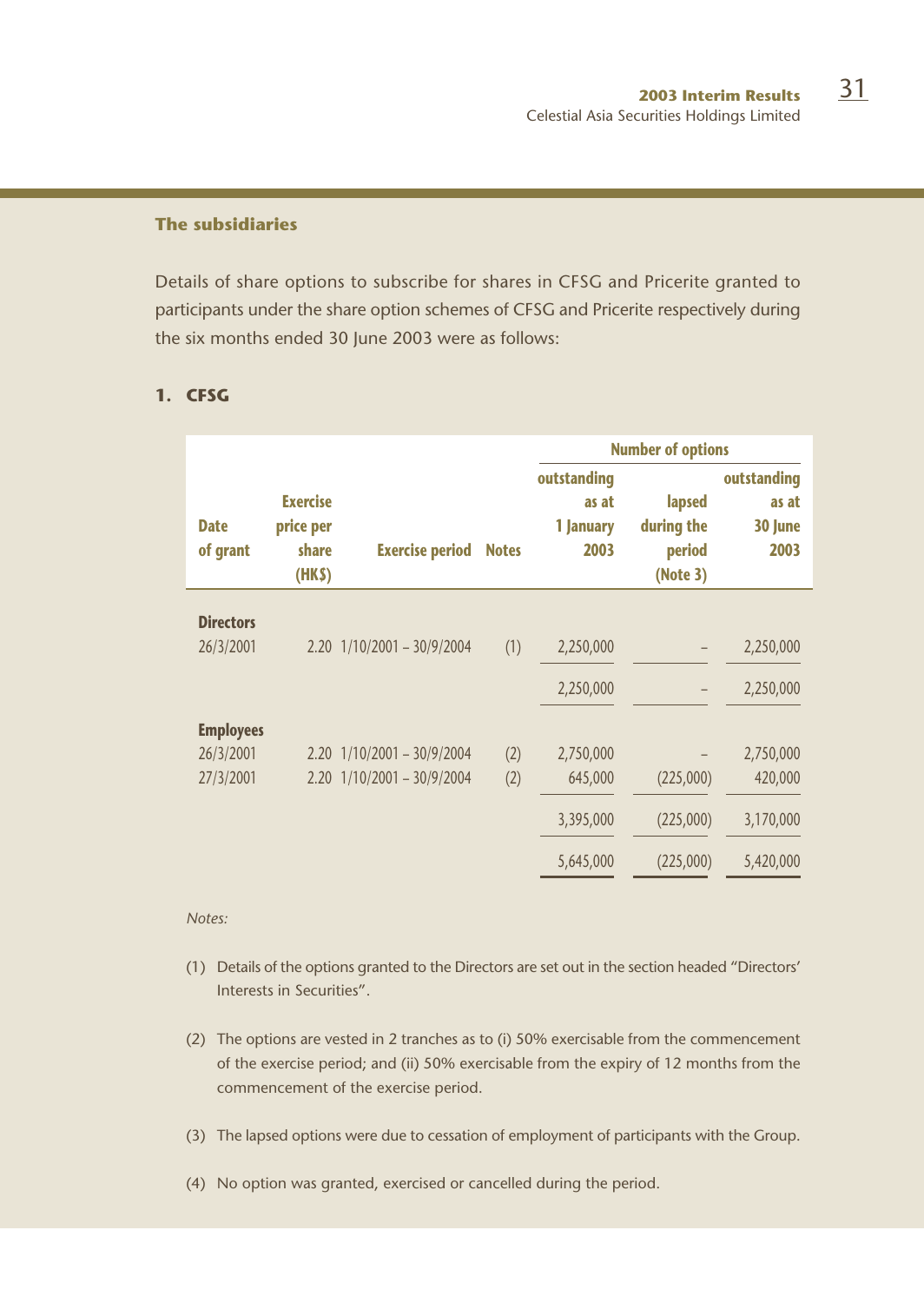### The subsidiaries

Details of share options to subscribe for shares in CFSG and Pricerite granted to participants under the share option schemes of CFSG and Pricerite respectively during the six months ended 30 June 2003 were as follows:

#### 1. CFSG

| Date of grant | Exercise price per share (HK$) | Exercise period | Notes | Number of options | | |
|---|---|---|---|---|---|---|
| | | | | outstanding as at 1 January 2003 | lapsed during the period (Note 3) | outstanding as at 30 June 2003 |
| **Directors** | | | | | | |
| 26/3/2001 | 2.20 | 1/10/2001 – 30/9/2004 | (1) | 2,250,000 | – | 2,250,000 |
| | | | | 2,250,000 | – | 2,250,000 |
| **Employees** | | | | | | |
| 26/3/2001 | 2.20 | 1/10/2001 – 30/9/2004 | (2) | 2,750,000 | – | 2,750,000 |
| 27/3/2001 | 2.20 | 1/10/2001 – 30/9/2004 | (2) | 645,000 | (225,000) | 420,000 |
| | | | | 3,395,000 | (225,000) | 3,170,000 |
| | | | | 5,645,000 | (225,000) | 5,420,000 |

*Notes:*

(1) Details of the options granted to the Directors are set out in the section headed "Directors' Interests in Securities".

(2) The options are vested in 2 tranches as to (i) 50% exercisable from the commencement of the exercise period; and (ii) 50% exercisable from the expiry of 12 months from the commencement of the exercise period.

(3) The lapsed options were due to cessation of employment of participants with the Group.

(4) No option was granted, exercised or cancelled during the period.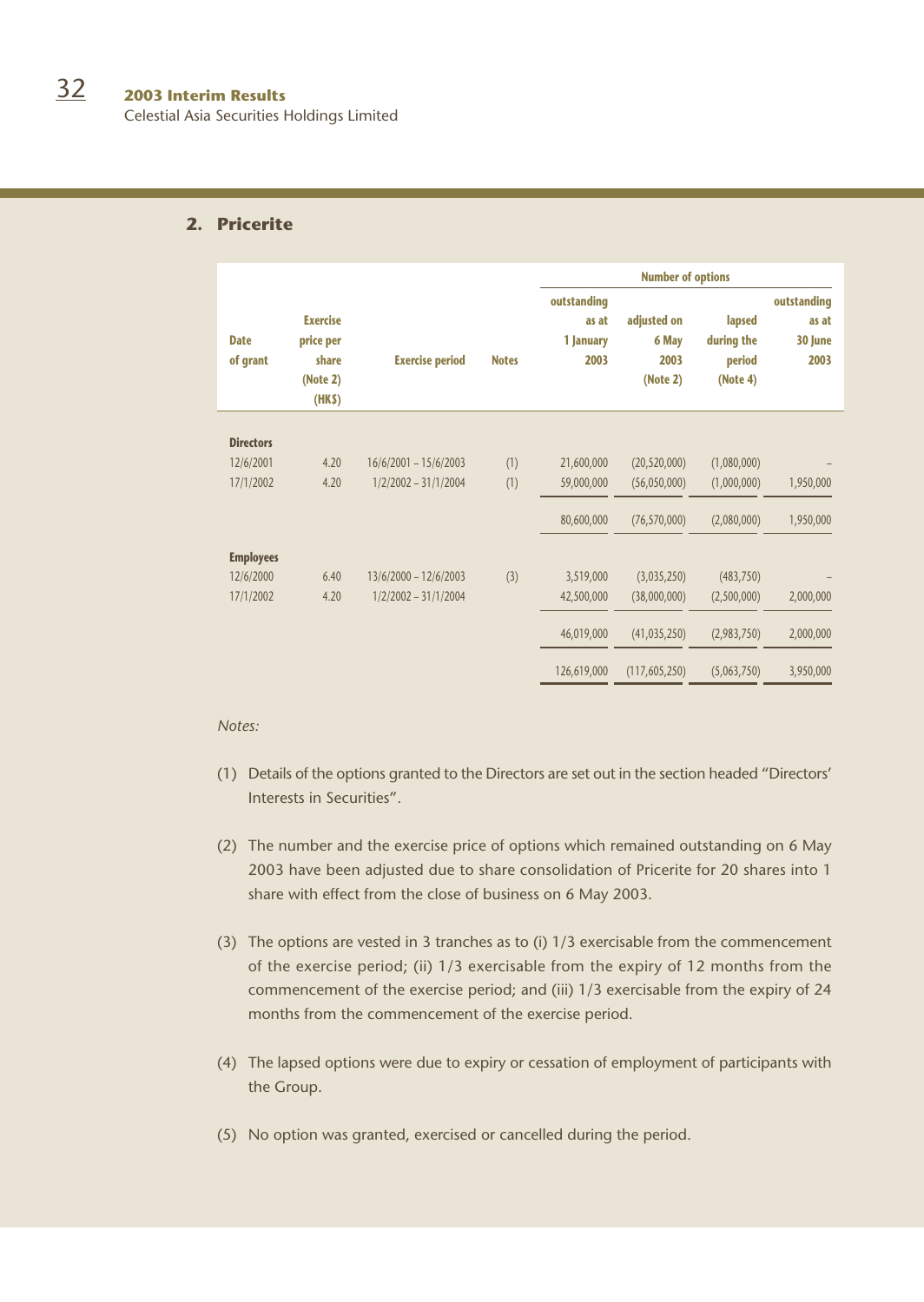## 2. Pricerite

| Date of grant | Exercise price per share (Note 2) (HK$) | Exercise period | Notes | Number of options | | | |
|---|---|---|---|---|---|---|---|
| | | | | outstanding as at 1 January 2003 | adjusted on 6 May 2003 (Note 2) | lapsed during the period (Note 4) | outstanding as at 30 June 2003 |
| **Directors** | | | | | | | |
| 12/6/2001 | 4.20 | 16/6/2001 – 15/6/2003 | (1) | 21,600,000 | (20,520,000) | (1,080,000) | – |
| 17/1/2002 | 4.20 | 1/2/2002 – 31/1/2004 | (1) | 59,000,000 | (56,050,000) | (1,000,000) | 1,950,000 |
| | | | | 80,600,000 | (76,570,000) | (2,080,000) | 1,950,000 |
| **Employees** | | | | | | | |
| 12/6/2000 | 6.40 | 13/6/2000 – 12/6/2003 | (3) | 3,519,000 | (3,035,250) | (483,750) | – |
| 17/1/2002 | 4.20 | 1/2/2002 – 31/1/2004 | | 42,500,000 | (38,000,000) | (2,500,000) | 2,000,000 |
| | | | | 46,019,000 | (41,035,250) | (2,983,750) | 2,000,000 |
| | | | | 126,619,000 | (117,605,250) | (5,063,750) | 3,950,000 |

*Notes:*

(1) Details of the options granted to the Directors are set out in the section headed "Directors' Interests in Securities".

(2) The number and the exercise price of options which remained outstanding on 6 May 2003 have been adjusted due to share consolidation of Pricerite for 20 shares into 1 share with effect from the close of business on 6 May 2003.

(3) The options are vested in 3 tranches as to (i) 1/3 exercisable from the commencement of the exercise period; (ii) 1/3 exercisable from the expiry of 12 months from the commencement of the exercise period; and (iii) 1/3 exercisable from the expiry of 24 months from the commencement of the exercise period.

(4) The lapsed options were due to expiry or cessation of employment of participants with the Group.

(5) No option was granted, exercised or cancelled during the period.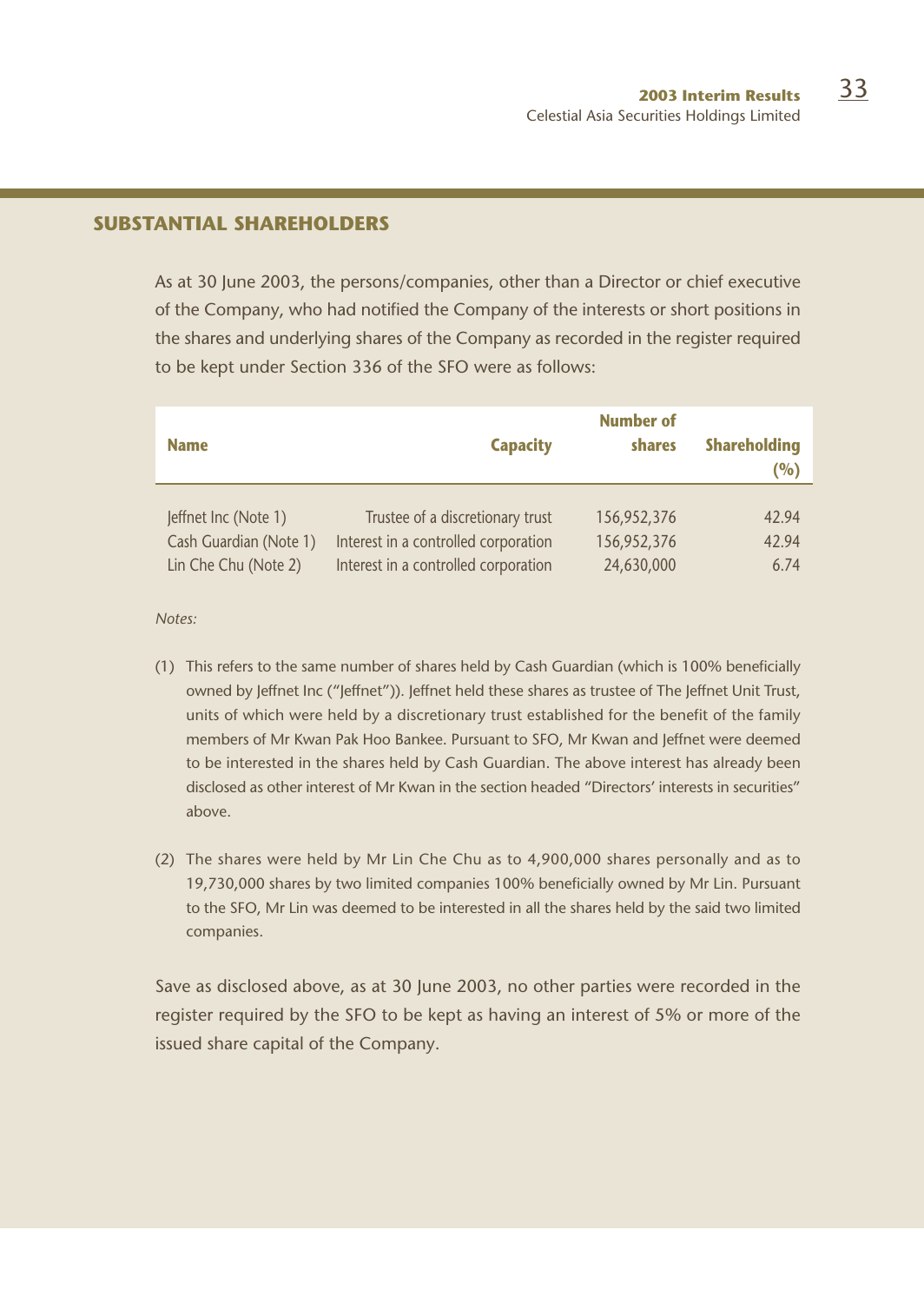## SUBSTANTIAL SHAREHOLDERS

As at 30 June 2003, the persons/companies, other than a Director or chief executive of the Company, who had notified the Company of the interests or short positions in the shares and underlying shares of the Company as recorded in the register required to be kept under Section 336 of the SFO were as follows:

| Name | Capacity | Number of shares | Shareholding (%) |
|---|---|---|---|
| Jeffnet Inc (Note 1) | Trustee of a discretionary trust | 156,952,376 | 42.94 |
| Cash Guardian (Note 1) | Interest in a controlled corporation | 156,952,376 | 42.94 |
| Lin Che Chu (Note 2) | Interest in a controlled corporation | 24,630,000 | 6.74 |

*Notes:*

(1) This refers to the same number of shares held by Cash Guardian (which is 100% beneficially owned by Jeffnet Inc ("Jeffnet")). Jeffnet held these shares as trustee of The Jeffnet Unit Trust, units of which were held by a discretionary trust established for the benefit of the family members of Mr Kwan Pak Hoo Bankee. Pursuant to SFO, Mr Kwan and Jeffnet were deemed to be interested in the shares held by Cash Guardian. The above interest has already been disclosed as other interest of Mr Kwan in the section headed "Directors' interests in securities" above.

(2) The shares were held by Mr Lin Che Chu as to 4,900,000 shares personally and as to 19,730,000 shares by two limited companies 100% beneficially owned by Mr Lin. Pursuant to the SFO, Mr Lin was deemed to be interested in all the shares held by the said two limited companies.

Save as disclosed above, as at 30 June 2003, no other parties were recorded in the register required by the SFO to be kept as having an interest of 5% or more of the issued share capital of the Company.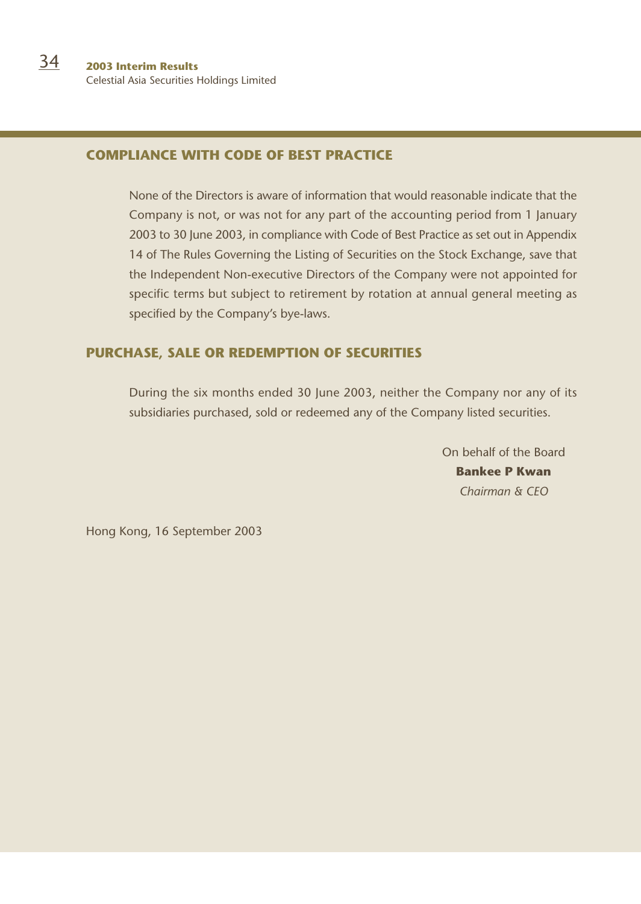## COMPLIANCE WITH CODE OF BEST PRACTICE

None of the Directors is aware of information that would reasonable indicate that the Company is not, or was not for any part of the accounting period from 1 January 2003 to 30 June 2003, in compliance with Code of Best Practice as set out in Appendix 14 of The Rules Governing the Listing of Securities on the Stock Exchange, save that the Independent Non-executive Directors of the Company were not appointed for specific terms but subject to retirement by rotation at annual general meeting as specified by the Company's bye-laws.

## PURCHASE, SALE OR REDEMPTION OF SECURITIES

During the six months ended 30 June 2003, neither the Company nor any of its subsidiaries purchased, sold or redeemed any of the Company listed securities.

On behalf of the Board
**Bankee P Kwan**
*Chairman & CEO*

Hong Kong, 16 September 2003